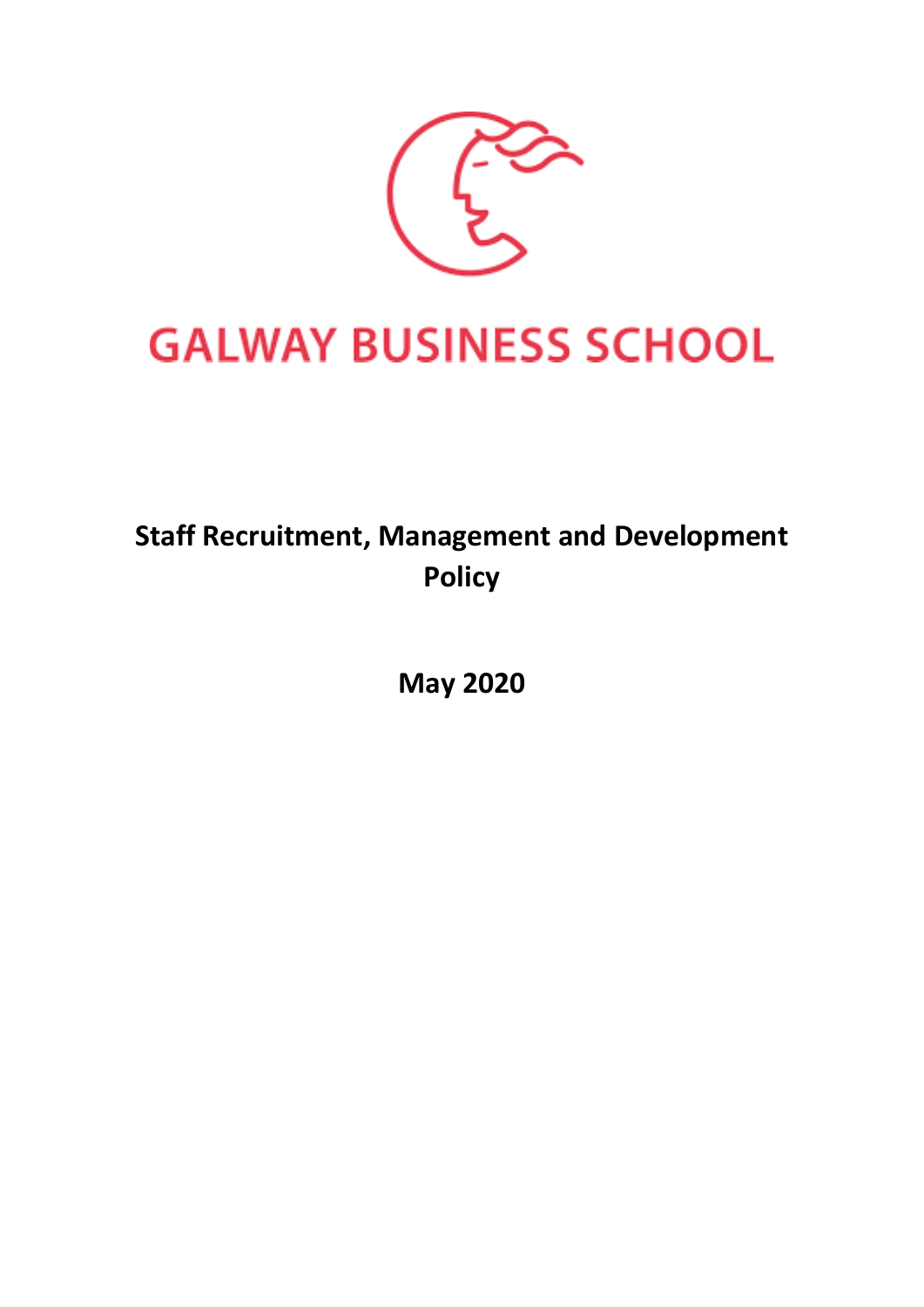# GALWAY BUSINESS SCHOOL

## Staff Recruitment, Management and Development Policy

**May 2020**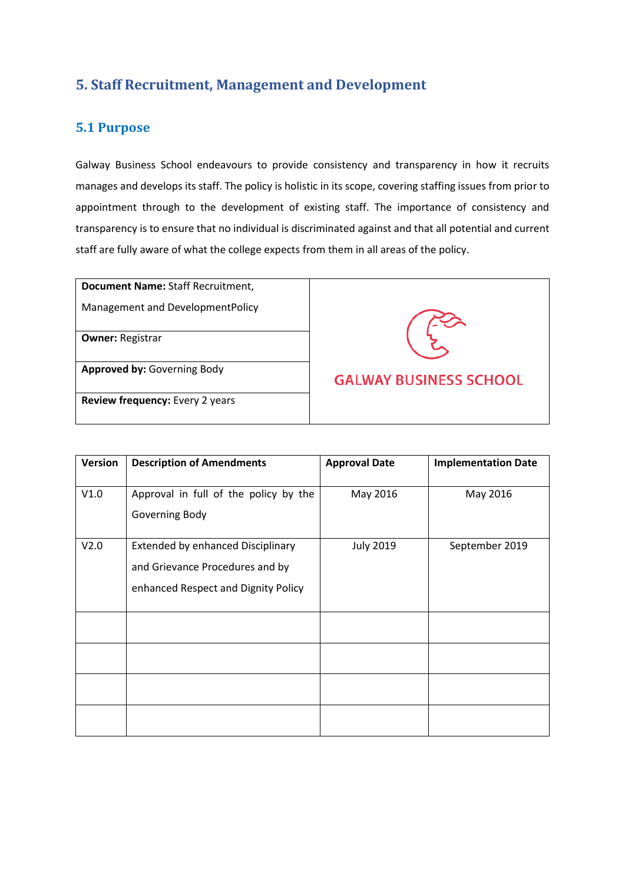## 5. Staff Recruitment, Management and Development

### 5.1 Purpose

Galway Business School endeavours to provide consistency and transparency in how it recruits manages and develops its staff. The policy is holistic in its scope, covering staffing issues from prior to appointment through to the development of existing staff. The importance of consistency and transparency is to ensure that no individual is discriminated against and that all potential and current staff are fully aware of what the college expects from them in all areas of the policy.

| | |
|---|---|
| **Document Name:** Staff Recruitment, Management and DevelopmentPolicy | GALWAY BUSINESS SCHOOL |
| **Owner:** Registrar | |
| **Approved by:** Governing Body | |
| **Review frequency:** Every 2 years | |

| Version | Description of Amendments | Approval Date | Implementation Date |
|---|---|---|---|
| V1.0 | Approval in full of the policy by the Governing Body | May 2016 | May 2016 |
| V2.0 | Extended by enhanced Disciplinary and Grievance Procedures and by enhanced Respect and Dignity Policy | July 2019 | September 2019 |
| | | | |
| | | | |
| | | | |
| | | | |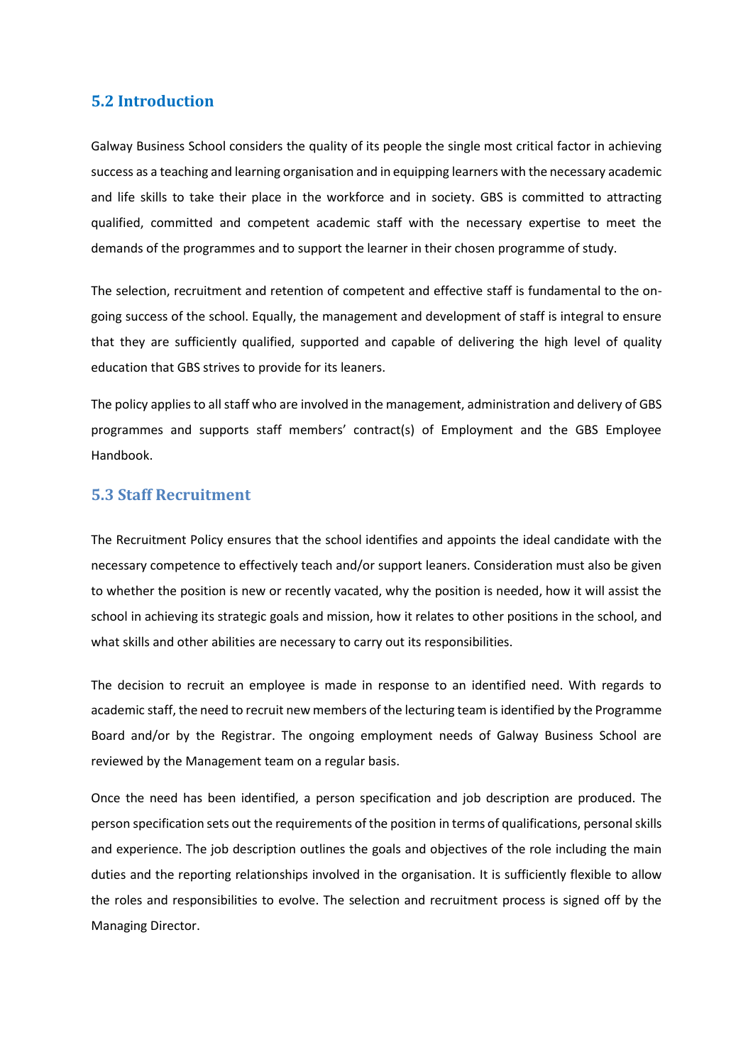## 5.2 Introduction

Galway Business School considers the quality of its people the single most critical factor in achieving success as a teaching and learning organisation and in equipping learners with the necessary academic and life skills to take their place in the workforce and in society. GBS is committed to attracting qualified, committed and competent academic staff with the necessary expertise to meet the demands of the programmes and to support the learner in their chosen programme of study.

The selection, recruitment and retention of competent and effective staff is fundamental to the on-going success of the school. Equally, the management and development of staff is integral to ensure that they are sufficiently qualified, supported and capable of delivering the high level of quality education that GBS strives to provide for its leaners.

The policy applies to all staff who are involved in the management, administration and delivery of GBS programmes and supports staff members' contract(s) of Employment and the GBS Employee Handbook.

## 5.3 Staff Recruitment

The Recruitment Policy ensures that the school identifies and appoints the ideal candidate with the necessary competence to effectively teach and/or support leaners. Consideration must also be given to whether the position is new or recently vacated, why the position is needed, how it will assist the school in achieving its strategic goals and mission, how it relates to other positions in the school, and what skills and other abilities are necessary to carry out its responsibilities.

The decision to recruit an employee is made in response to an identified need. With regards to academic staff, the need to recruit new members of the lecturing team is identified by the Programme Board and/or by the Registrar. The ongoing employment needs of Galway Business School are reviewed by the Management team on a regular basis.

Once the need has been identified, a person specification and job description are produced. The person specification sets out the requirements of the position in terms of qualifications, personal skills and experience. The job description outlines the goals and objectives of the role including the main duties and the reporting relationships involved in the organisation. It is sufficiently flexible to allow the roles and responsibilities to evolve. The selection and recruitment process is signed off by the Managing Director.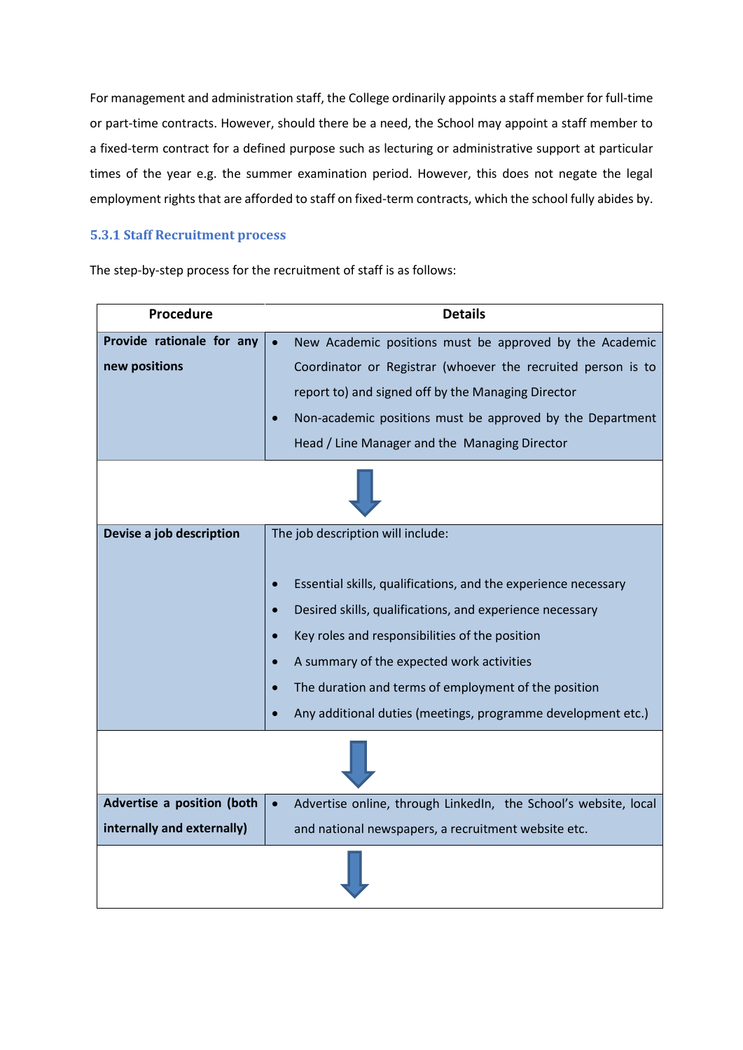For management and administration staff, the College ordinarily appoints a staff member for full-time or part-time contracts. However, should there be a need, the School may appoint a staff member to a fixed-term contract for a defined purpose such as lecturing or administrative support at particular times of the year e.g. the summer examination period. However, this does not negate the legal employment rights that are afforded to staff on fixed-term contracts, which the school fully abides by.

### 5.3.1 Staff Recruitment process

The step-by-step process for the recruitment of staff is as follows:

| Procedure | Details |
|---|---|
| **Provide rationale for any new positions** | • New Academic positions must be approved by the Academic Coordinator or Registrar (whoever the recruited person is to report to) and signed off by the Managing Director<br>• Non-academic positions must be approved by the Department Head / Line Manager and the Managing Director |
| ↓ | |
| **Devise a job description** | The job description will include:<br>• Essential skills, qualifications, and the experience necessary<br>• Desired skills, qualifications, and experience necessary<br>• Key roles and responsibilities of the position<br>• A summary of the expected work activities<br>• The duration and terms of employment of the position<br>• Any additional duties (meetings, programme development etc.) |
| ↓ | |
| **Advertise a position (both internally and externally)** | • Advertise online, through LinkedIn, the School's website, local and national newspapers, a recruitment website etc. |
| ↓ | |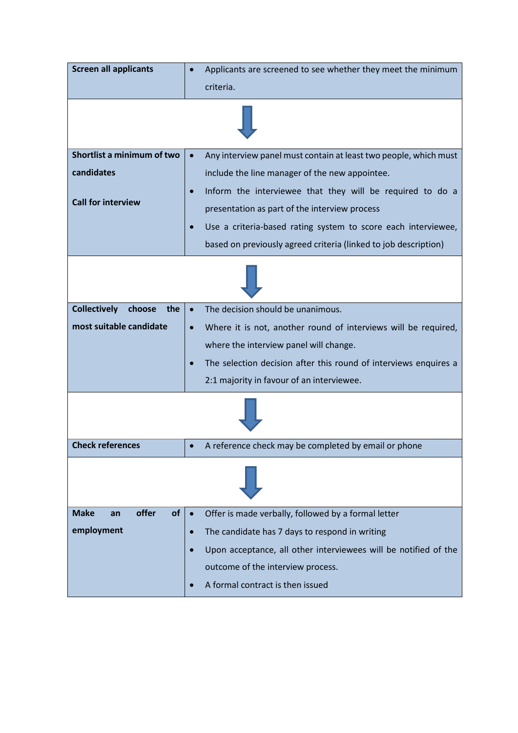| Step | Details |
|---|---|
| **Screen all applicants** | • Applicants are screened to see whether they meet the minimum criteria. |
| ↓ | |
| **Shortlist a minimum of two candidates**<br><br>**Call for interview** | • Any interview panel must contain at least two people, which must include the line manager of the new appointee.<br>• Inform the interviewee that they will be required to do a presentation as part of the interview process<br>• Use a criteria-based rating system to score each interviewee, based on previously agreed criteria (linked to job description) |
| ↓ | |
| **Collectively choose the most suitable candidate** | • The decision should be unanimous.<br>• Where it is not, another round of interviews will be required, where the interview panel will change.<br>• The selection decision after this round of interviews enquires a 2:1 majority in favour of an interviewee. |
| ↓ | |
| **Check references** | • A reference check may be completed by email or phone |
| ↓ | |
| **Make an offer of employment** | • Offer is made verbally, followed by a formal letter<br>• The candidate has 7 days to respond in writing<br>• Upon acceptance, all other interviewees will be notified of the outcome of the interview process.<br>• A formal contract is then issued |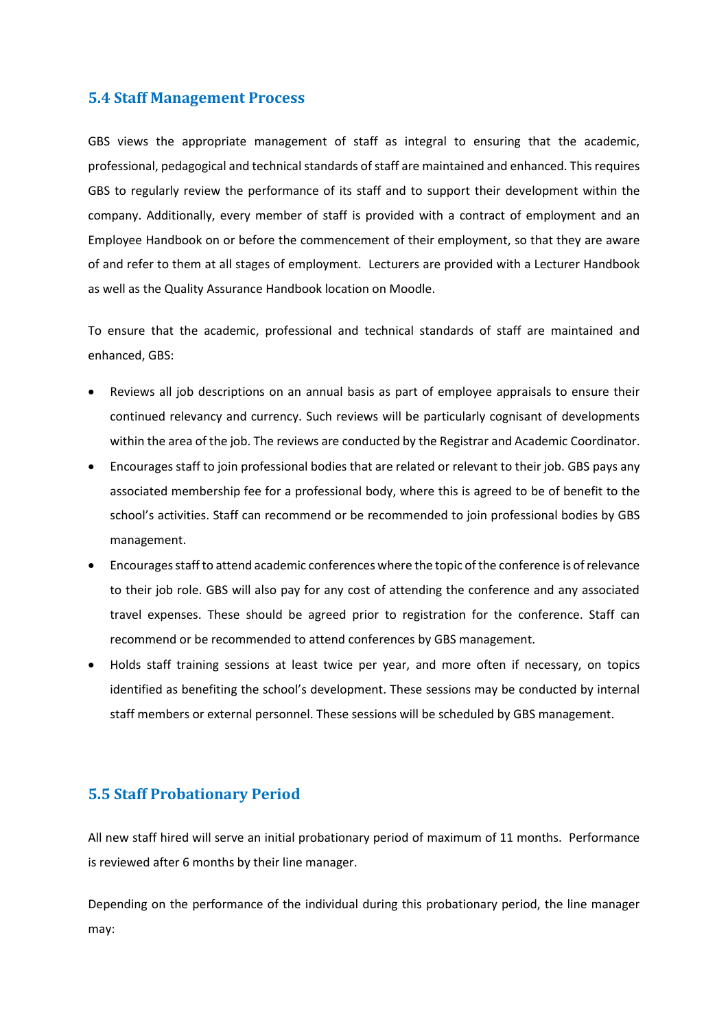## 5.4 Staff Management Process

GBS views the appropriate management of staff as integral to ensuring that the academic, professional, pedagogical and technical standards of staff are maintained and enhanced. This requires GBS to regularly review the performance of its staff and to support their development within the company. Additionally, every member of staff is provided with a contract of employment and an Employee Handbook on or before the commencement of their employment, so that they are aware of and refer to them at all stages of employment. Lecturers are provided with a Lecturer Handbook as well as the Quality Assurance Handbook location on Moodle.

To ensure that the academic, professional and technical standards of staff are maintained and enhanced, GBS:

- Reviews all job descriptions on an annual basis as part of employee appraisals to ensure their continued relevancy and currency. Such reviews will be particularly cognisant of developments within the area of the job. The reviews are conducted by the Registrar and Academic Coordinator.
- Encourages staff to join professional bodies that are related or relevant to their job. GBS pays any associated membership fee for a professional body, where this is agreed to be of benefit to the school's activities. Staff can recommend or be recommended to join professional bodies by GBS management.
- Encourages staff to attend academic conferences where the topic of the conference is of relevance to their job role. GBS will also pay for any cost of attending the conference and any associated travel expenses. These should be agreed prior to registration for the conference. Staff can recommend or be recommended to attend conferences by GBS management.
- Holds staff training sessions at least twice per year, and more often if necessary, on topics identified as benefiting the school's development. These sessions may be conducted by internal staff members or external personnel. These sessions will be scheduled by GBS management.

## 5.5 Staff Probationary Period

All new staff hired will serve an initial probationary period of maximum of 11 months. Performance is reviewed after 6 months by their line manager.

Depending on the performance of the individual during this probationary period, the line manager may: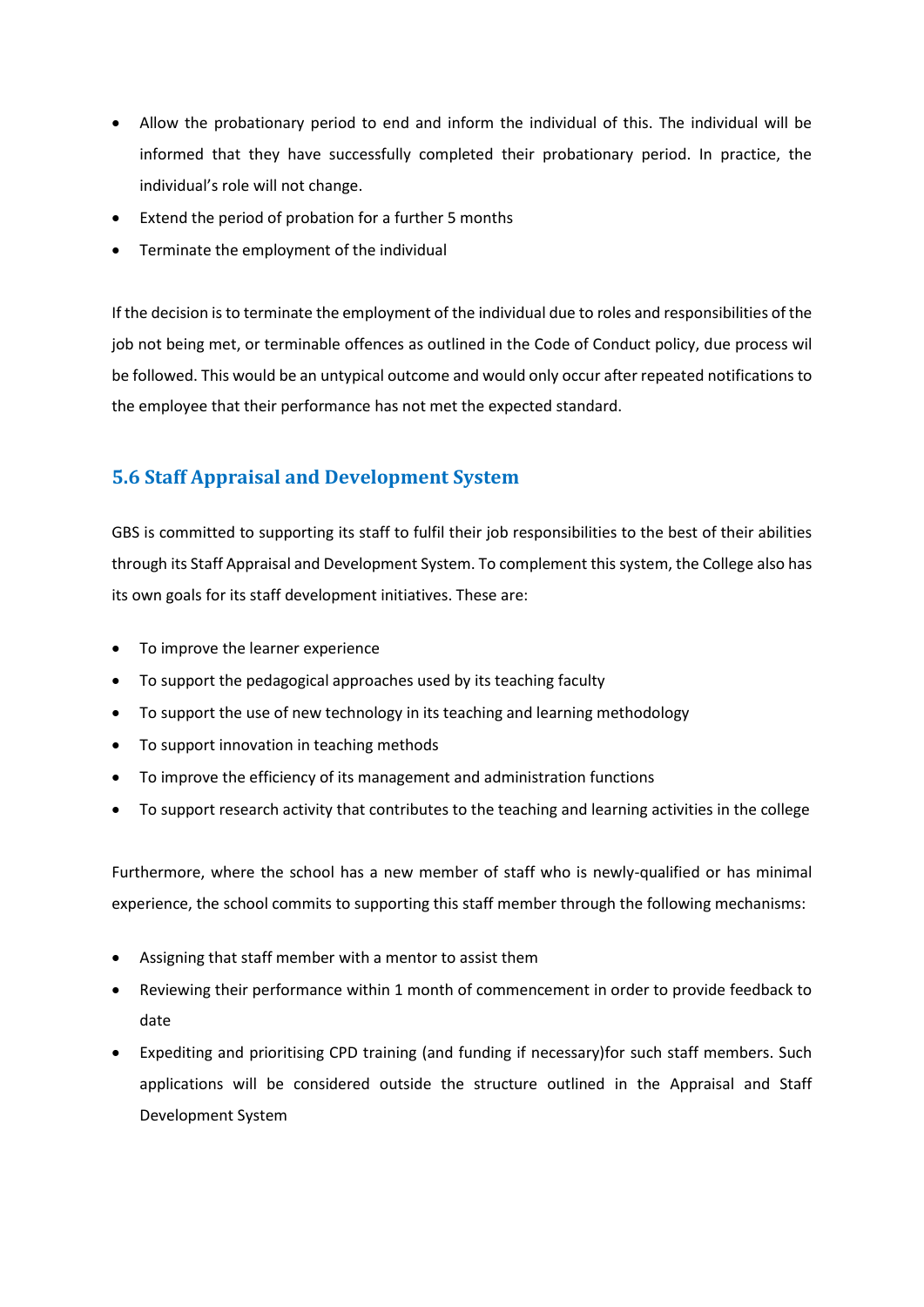- Allow the probationary period to end and inform the individual of this. The individual will be informed that they have successfully completed their probationary period. In practice, the individual's role will not change.
- Extend the period of probation for a further 5 months
- Terminate the employment of the individual

If the decision is to terminate the employment of the individual due to roles and responsibilities of the job not being met, or terminable offences as outlined in the Code of Conduct policy, due process wil be followed. This would be an untypical outcome and would only occur after repeated notifications to the employee that their performance has not met the expected standard.

## 5.6 Staff Appraisal and Development System

GBS is committed to supporting its staff to fulfil their job responsibilities to the best of their abilities through its Staff Appraisal and Development System. To complement this system, the College also has its own goals for its staff development initiatives. These are:

- To improve the learner experience
- To support the pedagogical approaches used by its teaching faculty
- To support the use of new technology in its teaching and learning methodology
- To support innovation in teaching methods
- To improve the efficiency of its management and administration functions
- To support research activity that contributes to the teaching and learning activities in the college

Furthermore, where the school has a new member of staff who is newly-qualified or has minimal experience, the school commits to supporting this staff member through the following mechanisms:

- Assigning that staff member with a mentor to assist them
- Reviewing their performance within 1 month of commencement in order to provide feedback to date
- Expediting and prioritising CPD training (and funding if necessary)for such staff members. Such applications will be considered outside the structure outlined in the Appraisal and Staff Development System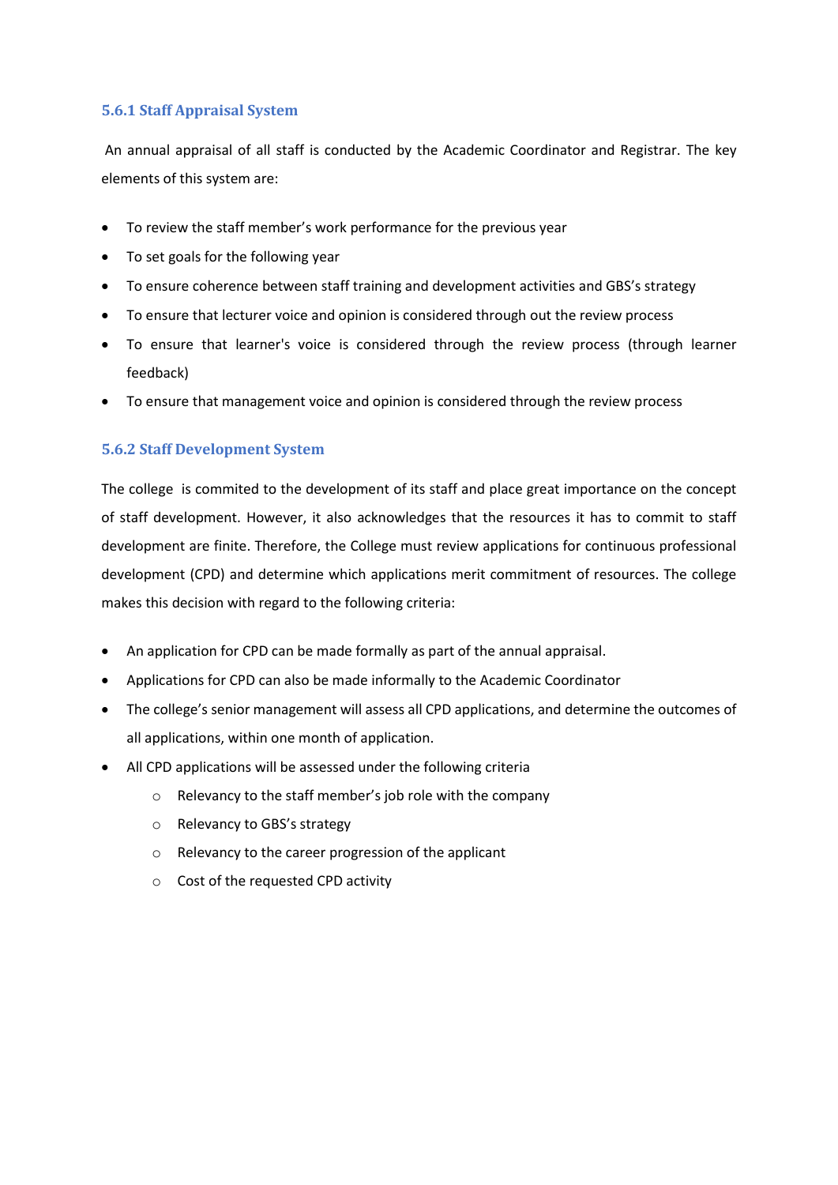### 5.6.1 Staff Appraisal System

An annual appraisal of all staff is conducted by the Academic Coordinator and Registrar. The key elements of this system are:

- To review the staff member's work performance for the previous year
- To set goals for the following year
- To ensure coherence between staff training and development activities and GBS's strategy
- To ensure that lecturer voice and opinion is considered through out the review process
- To ensure that learner's voice is considered through the review process (through learner feedback)
- To ensure that management voice and opinion is considered through the review process

### 5.6.2 Staff Development System

The college is commited to the development of its staff and place great importance on the concept of staff development. However, it also acknowledges that the resources it has to commit to staff development are finite. Therefore, the College must review applications for continuous professional development (CPD) and determine which applications merit commitment of resources. The college makes this decision with regard to the following criteria:

- An application for CPD can be made formally as part of the annual appraisal.
- Applications for CPD can also be made informally to the Academic Coordinator
- The college's senior management will assess all CPD applications, and determine the outcomes of all applications, within one month of application.
- All CPD applications will be assessed under the following criteria
    - Relevancy to the staff member's job role with the company
    - Relevancy to GBS's strategy
    - Relevancy to the career progression of the applicant
    - Cost of the requested CPD activity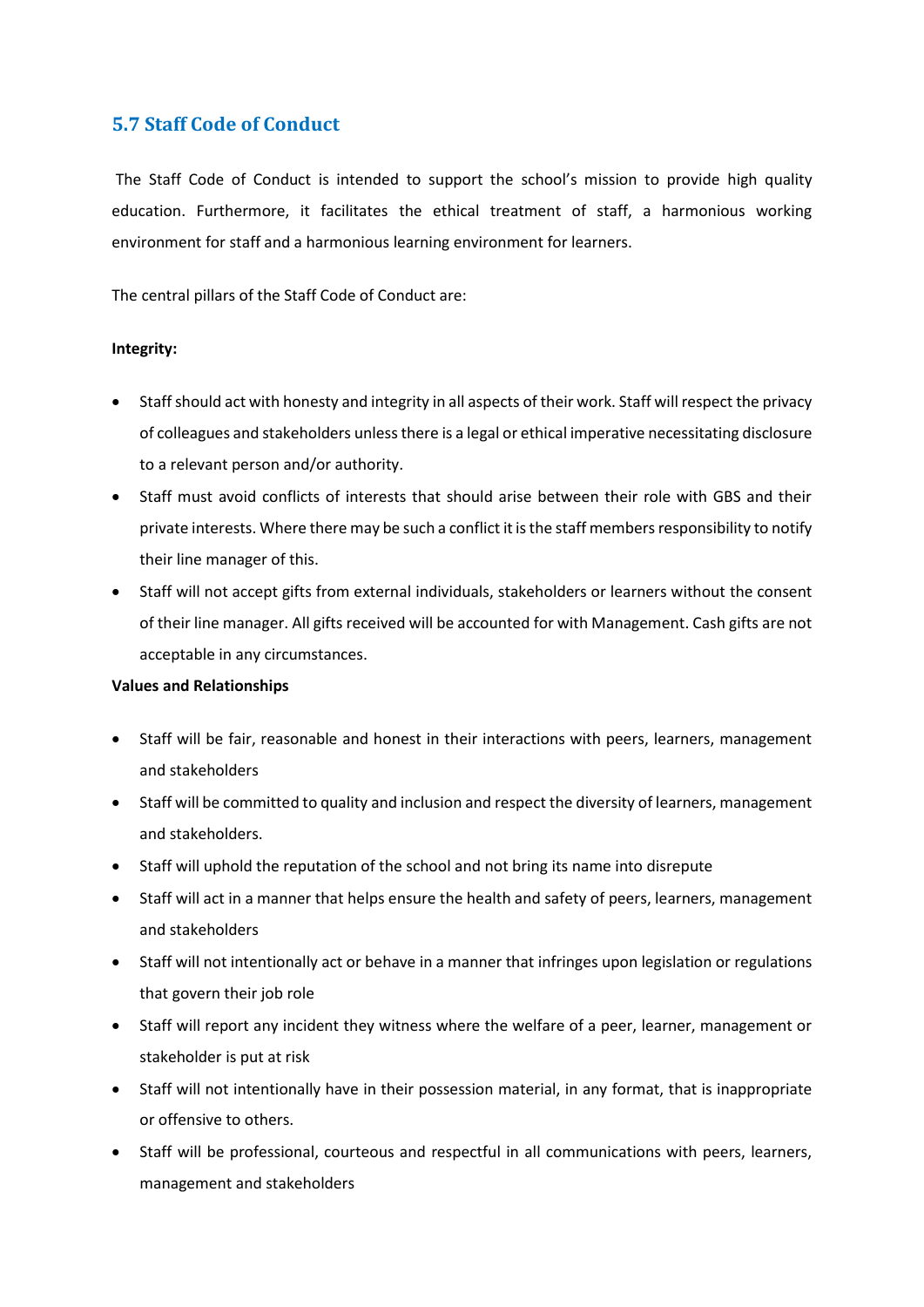## 5.7 Staff Code of Conduct

The Staff Code of Conduct is intended to support the school's mission to provide high quality education. Furthermore, it facilitates the ethical treatment of staff, a harmonious working environment for staff and a harmonious learning environment for learners.

The central pillars of the Staff Code of Conduct are:

**Integrity:**

- Staff should act with honesty and integrity in all aspects of their work. Staff will respect the privacy of colleagues and stakeholders unless there is a legal or ethical imperative necessitating disclosure to a relevant person and/or authority.
- Staff must avoid conflicts of interests that should arise between their role with GBS and their private interests. Where there may be such a conflict it is the staff members responsibility to notify their line manager of this.
- Staff will not accept gifts from external individuals, stakeholders or learners without the consent of their line manager. All gifts received will be accounted for with Management. Cash gifts are not acceptable in any circumstances.

**Values and Relationships**

- Staff will be fair, reasonable and honest in their interactions with peers, learners, management and stakeholders
- Staff will be committed to quality and inclusion and respect the diversity of learners, management and stakeholders.
- Staff will uphold the reputation of the school and not bring its name into disrepute
- Staff will act in a manner that helps ensure the health and safety of peers, learners, management and stakeholders
- Staff will not intentionally act or behave in a manner that infringes upon legislation or regulations that govern their job role
- Staff will report any incident they witness where the welfare of a peer, learner, management or stakeholder is put at risk
- Staff will not intentionally have in their possession material, in any format, that is inappropriate or offensive to others.
- Staff will be professional, courteous and respectful in all communications with peers, learners, management and stakeholders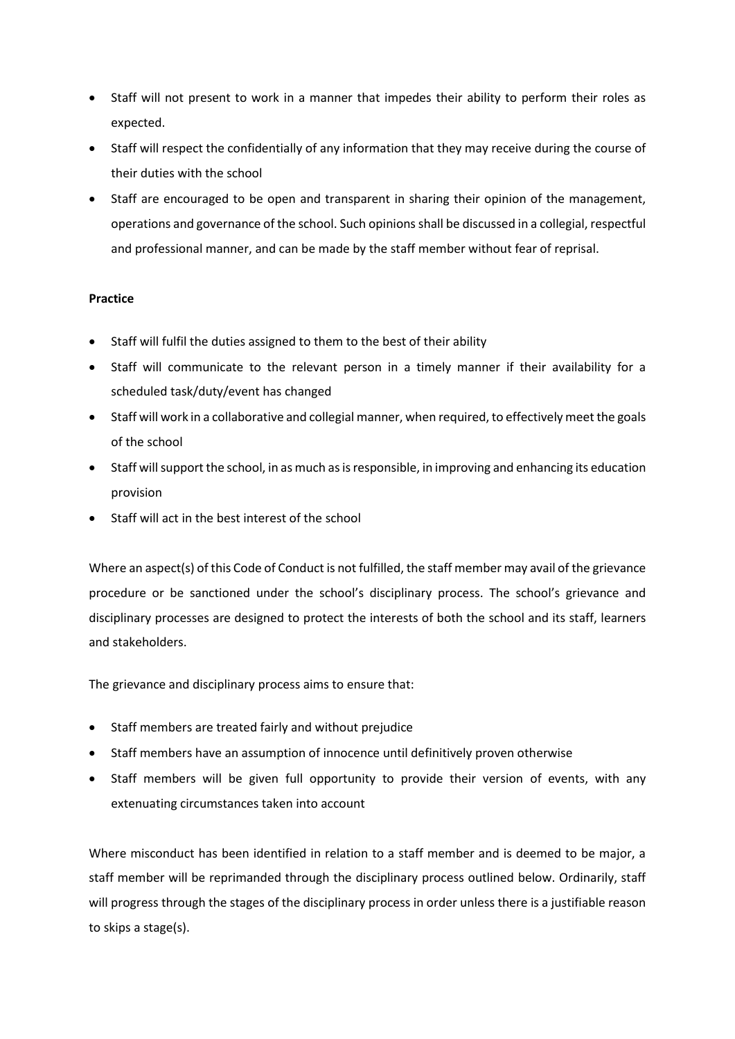- Staff will not present to work in a manner that impedes their ability to perform their roles as expected.
- Staff will respect the confidentially of any information that they may receive during the course of their duties with the school
- Staff are encouraged to be open and transparent in sharing their opinion of the management, operations and governance of the school. Such opinions shall be discussed in a collegial, respectful and professional manner, and can be made by the staff member without fear of reprisal.

**Practice**

- Staff will fulfil the duties assigned to them to the best of their ability
- Staff will communicate to the relevant person in a timely manner if their availability for a scheduled task/duty/event has changed
- Staff will work in a collaborative and collegial manner, when required, to effectively meet the goals of the school
- Staff will support the school, in as much as is responsible, in improving and enhancing its education provision
- Staff will act in the best interest of the school

Where an aspect(s) of this Code of Conduct is not fulfilled, the staff member may avail of the grievance procedure or be sanctioned under the school's disciplinary process. The school's grievance and disciplinary processes are designed to protect the interests of both the school and its staff, learners and stakeholders.

The grievance and disciplinary process aims to ensure that:

- Staff members are treated fairly and without prejudice
- Staff members have an assumption of innocence until definitively proven otherwise
- Staff members will be given full opportunity to provide their version of events, with any extenuating circumstances taken into account

Where misconduct has been identified in relation to a staff member and is deemed to be major, a staff member will be reprimanded through the disciplinary process outlined below. Ordinarily, staff will progress through the stages of the disciplinary process in order unless there is a justifiable reason to skips a stage(s).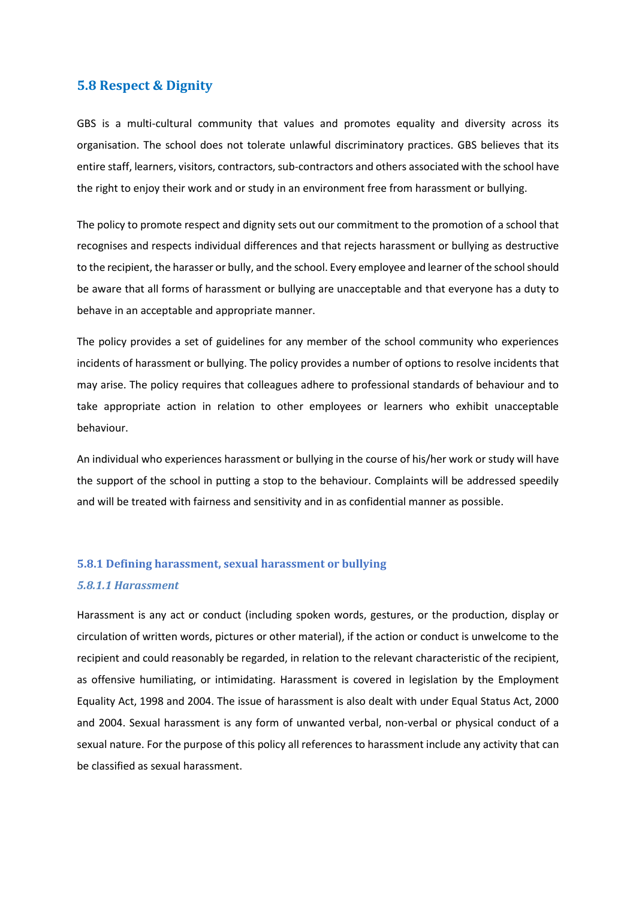## 5.8 Respect & Dignity

GBS is a multi-cultural community that values and promotes equality and diversity across its organisation. The school does not tolerate unlawful discriminatory practices. GBS believes that its entire staff, learners, visitors, contractors, sub-contractors and others associated with the school have the right to enjoy their work and or study in an environment free from harassment or bullying.

The policy to promote respect and dignity sets out our commitment to the promotion of a school that recognises and respects individual differences and that rejects harassment or bullying as destructive to the recipient, the harasser or bully, and the school. Every employee and learner of the school should be aware that all forms of harassment or bullying are unacceptable and that everyone has a duty to behave in an acceptable and appropriate manner.

The policy provides a set of guidelines for any member of the school community who experiences incidents of harassment or bullying. The policy provides a number of options to resolve incidents that may arise. The policy requires that colleagues adhere to professional standards of behaviour and to take appropriate action in relation to other employees or learners who exhibit unacceptable behaviour.

An individual who experiences harassment or bullying in the course of his/her work or study will have the support of the school in putting a stop to the behaviour. Complaints will be addressed speedily and will be treated with fairness and sensitivity and in as confidential manner as possible.

### 5.8.1 Defining harassment, sexual harassment or bullying

#### *5.8.1.1 Harassment*

Harassment is any act or conduct (including spoken words, gestures, or the production, display or circulation of written words, pictures or other material), if the action or conduct is unwelcome to the recipient and could reasonably be regarded, in relation to the relevant characteristic of the recipient, as offensive humiliating, or intimidating. Harassment is covered in legislation by the Employment Equality Act, 1998 and 2004. The issue of harassment is also dealt with under Equal Status Act, 2000 and 2004. Sexual harassment is any form of unwanted verbal, non-verbal or physical conduct of a sexual nature. For the purpose of this policy all references to harassment include any activity that can be classified as sexual harassment.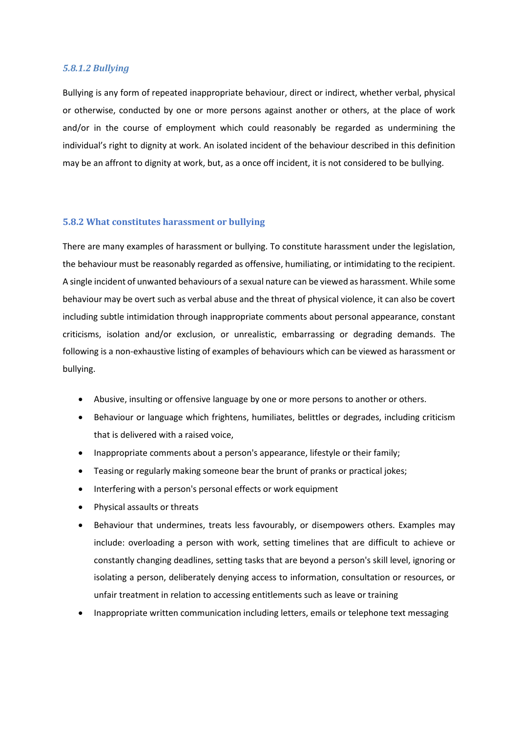#### *5.8.1.2 Bullying*

Bullying is any form of repeated inappropriate behaviour, direct or indirect, whether verbal, physical or otherwise, conducted by one or more persons against another or others, at the place of work and/or in the course of employment which could reasonably be regarded as undermining the individual's right to dignity at work. An isolated incident of the behaviour described in this definition may be an affront to dignity at work, but, as a once off incident, it is not considered to be bullying.

### 5.8.2 What constitutes harassment or bullying

There are many examples of harassment or bullying. To constitute harassment under the legislation, the behaviour must be reasonably regarded as offensive, humiliating, or intimidating to the recipient. A single incident of unwanted behaviours of a sexual nature can be viewed as harassment. While some behaviour may be overt such as verbal abuse and the threat of physical violence, it can also be covert including subtle intimidation through inappropriate comments about personal appearance, constant criticisms, isolation and/or exclusion, or unrealistic, embarrassing or degrading demands. The following is a non-exhaustive listing of examples of behaviours which can be viewed as harassment or bullying.

- Abusive, insulting or offensive language by one or more persons to another or others.
- Behaviour or language which frightens, humiliates, belittles or degrades, including criticism that is delivered with a raised voice,
- Inappropriate comments about a person's appearance, lifestyle or their family;
- Teasing or regularly making someone bear the brunt of pranks or practical jokes;
- Interfering with a person's personal effects or work equipment
- Physical assaults or threats
- Behaviour that undermines, treats less favourably, or disempowers others. Examples may include: overloading a person with work, setting timelines that are difficult to achieve or constantly changing deadlines, setting tasks that are beyond a person's skill level, ignoring or isolating a person, deliberately denying access to information, consultation or resources, or unfair treatment in relation to accessing entitlements such as leave or training
- Inappropriate written communication including letters, emails or telephone text messaging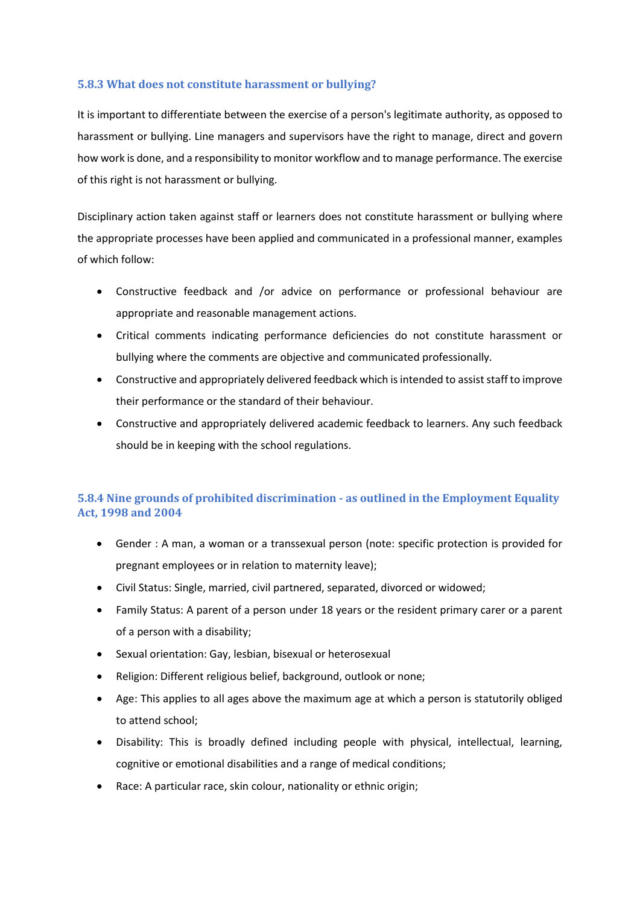### 5.8.3 What does not constitute harassment or bullying?

It is important to differentiate between the exercise of a person's legitimate authority, as opposed to harassment or bullying. Line managers and supervisors have the right to manage, direct and govern how work is done, and a responsibility to monitor workflow and to manage performance. The exercise of this right is not harassment or bullying.

Disciplinary action taken against staff or learners does not constitute harassment or bullying where the appropriate processes have been applied and communicated in a professional manner, examples of which follow:

- Constructive feedback and /or advice on performance or professional behaviour are appropriate and reasonable management actions.
- Critical comments indicating performance deficiencies do not constitute harassment or bullying where the comments are objective and communicated professionally.
- Constructive and appropriately delivered feedback which is intended to assist staff to improve their performance or the standard of their behaviour.
- Constructive and appropriately delivered academic feedback to learners. Any such feedback should be in keeping with the school regulations.

### 5.8.4 Nine grounds of prohibited discrimination - as outlined in the Employment Equality Act, 1998 and 2004

- Gender : A man, a woman or a transsexual person (note: specific protection is provided for pregnant employees or in relation to maternity leave);
- Civil Status: Single, married, civil partnered, separated, divorced or widowed;
- Family Status: A parent of a person under 18 years or the resident primary carer or a parent of a person with a disability;
- Sexual orientation: Gay, lesbian, bisexual or heterosexual
- Religion: Different religious belief, background, outlook or none;
- Age: This applies to all ages above the maximum age at which a person is statutorily obliged to attend school;
- Disability: This is broadly defined including people with physical, intellectual, learning, cognitive or emotional disabilities and a range of medical conditions;
- Race: A particular race, skin colour, nationality or ethnic origin;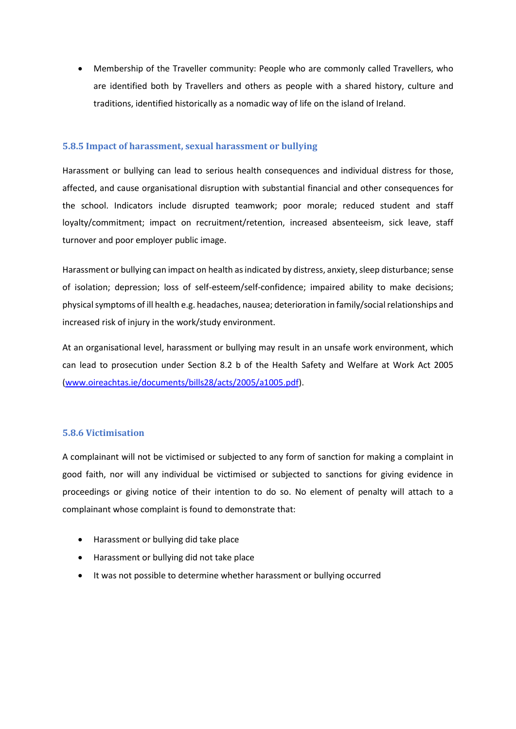- Membership of the Traveller community: People who are commonly called Travellers, who are identified both by Travellers and others as people with a shared history, culture and traditions, identified historically as a nomadic way of life on the island of Ireland.

### 5.8.5 Impact of harassment, sexual harassment or bullying

Harassment or bullying can lead to serious health consequences and individual distress for those, affected, and cause organisational disruption with substantial financial and other consequences for the school. Indicators include disrupted teamwork; poor morale; reduced student and staff loyalty/commitment; impact on recruitment/retention, increased absenteeism, sick leave, staff turnover and poor employer public image.

Harassment or bullying can impact on health as indicated by distress, anxiety, sleep disturbance; sense of isolation; depression; loss of self-esteem/self-confidence; impaired ability to make decisions; physical symptoms of ill health e.g. headaches, nausea; deterioration in family/social relationships and increased risk of injury in the work/study environment.

At an organisational level, harassment or bullying may result in an unsafe work environment, which can lead to prosecution under Section 8.2 b of the Health Safety and Welfare at Work Act 2005 ([www.oireachtas.ie/documents/bills28/acts/2005/a1005.pdf](www.oireachtas.ie/documents/bills28/acts/2005/a1005.pdf)).

### 5.8.6 Victimisation

A complainant will not be victimised or subjected to any form of sanction for making a complaint in good faith, nor will any individual be victimised or subjected to sanctions for giving evidence in proceedings or giving notice of their intention to do so. No element of penalty will attach to a complainant whose complaint is found to demonstrate that:

- Harassment or bullying did take place
- Harassment or bullying did not take place
- It was not possible to determine whether harassment or bullying occurred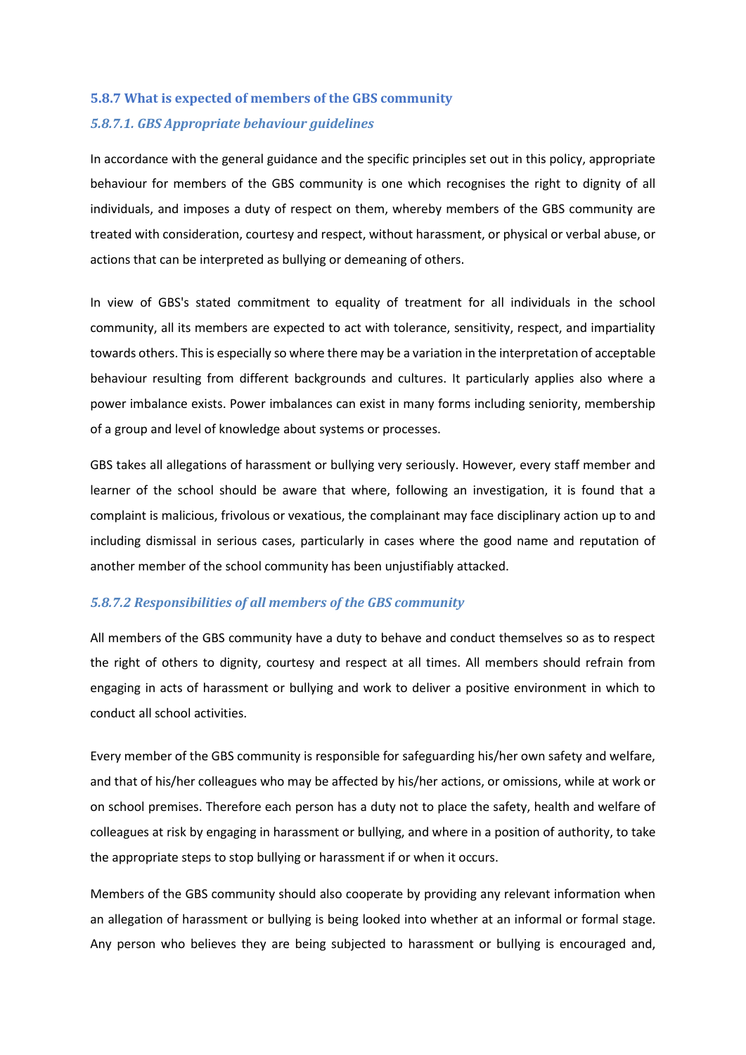### 5.8.7 What is expected of members of the GBS community

#### *5.8.7.1. GBS Appropriate behaviour guidelines*

In accordance with the general guidance and the specific principles set out in this policy, appropriate behaviour for members of the GBS community is one which recognises the right to dignity of all individuals, and imposes a duty of respect on them, whereby members of the GBS community are treated with consideration, courtesy and respect, without harassment, or physical or verbal abuse, or actions that can be interpreted as bullying or demeaning of others.

In view of GBS's stated commitment to equality of treatment for all individuals in the school community, all its members are expected to act with tolerance, sensitivity, respect, and impartiality towards others. This is especially so where there may be a variation in the interpretation of acceptable behaviour resulting from different backgrounds and cultures. It particularly applies also where a power imbalance exists. Power imbalances can exist in many forms including seniority, membership of a group and level of knowledge about systems or processes.

GBS takes all allegations of harassment or bullying very seriously. However, every staff member and learner of the school should be aware that where, following an investigation, it is found that a complaint is malicious, frivolous or vexatious, the complainant may face disciplinary action up to and including dismissal in serious cases, particularly in cases where the good name and reputation of another member of the school community has been unjustifiably attacked.

#### *5.8.7.2 Responsibilities of all members of the GBS community*

All members of the GBS community have a duty to behave and conduct themselves so as to respect the right of others to dignity, courtesy and respect at all times. All members should refrain from engaging in acts of harassment or bullying and work to deliver a positive environment in which to conduct all school activities.

Every member of the GBS community is responsible for safeguarding his/her own safety and welfare, and that of his/her colleagues who may be affected by his/her actions, or omissions, while at work or on school premises. Therefore each person has a duty not to place the safety, health and welfare of colleagues at risk by engaging in harassment or bullying, and where in a position of authority, to take the appropriate steps to stop bullying or harassment if or when it occurs.

Members of the GBS community should also cooperate by providing any relevant information when an allegation of harassment or bullying is being looked into whether at an informal or formal stage. Any person who believes they are being subjected to harassment or bullying is encouraged and,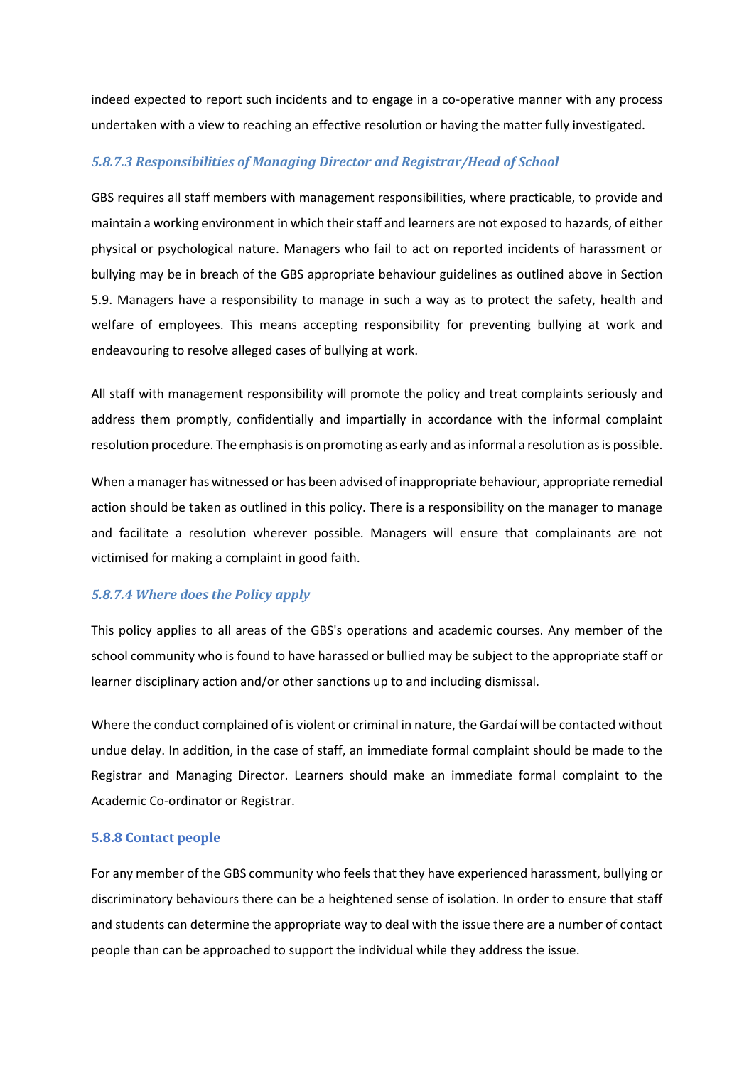indeed expected to report such incidents and to engage in a co-operative manner with any process undertaken with a view to reaching an effective resolution or having the matter fully investigated.

#### *5.8.7.3 Responsibilities of Managing Director and Registrar/Head of School*

GBS requires all staff members with management responsibilities, where practicable, to provide and maintain a working environment in which their staff and learners are not exposed to hazards, of either physical or psychological nature. Managers who fail to act on reported incidents of harassment or bullying may be in breach of the GBS appropriate behaviour guidelines as outlined above in Section 5.9. Managers have a responsibility to manage in such a way as to protect the safety, health and welfare of employees. This means accepting responsibility for preventing bullying at work and endeavouring to resolve alleged cases of bullying at work.

All staff with management responsibility will promote the policy and treat complaints seriously and address them promptly, confidentially and impartially in accordance with the informal complaint resolution procedure. The emphasis is on promoting as early and as informal a resolution as is possible.

When a manager has witnessed or has been advised of inappropriate behaviour, appropriate remedial action should be taken as outlined in this policy. There is a responsibility on the manager to manage and facilitate a resolution wherever possible. Managers will ensure that complainants are not victimised for making a complaint in good faith.

#### *5.8.7.4 Where does the Policy apply*

This policy applies to all areas of the GBS's operations and academic courses. Any member of the school community who is found to have harassed or bullied may be subject to the appropriate staff or learner disciplinary action and/or other sanctions up to and including dismissal.

Where the conduct complained of is violent or criminal in nature, the Gardaí will be contacted without undue delay. In addition, in the case of staff, an immediate formal complaint should be made to the Registrar and Managing Director. Learners should make an immediate formal complaint to the Academic Co-ordinator or Registrar.

### 5.8.8 Contact people

For any member of the GBS community who feels that they have experienced harassment, bullying or discriminatory behaviours there can be a heightened sense of isolation. In order to ensure that staff and students can determine the appropriate way to deal with the issue there are a number of contact people than can be approached to support the individual while they address the issue.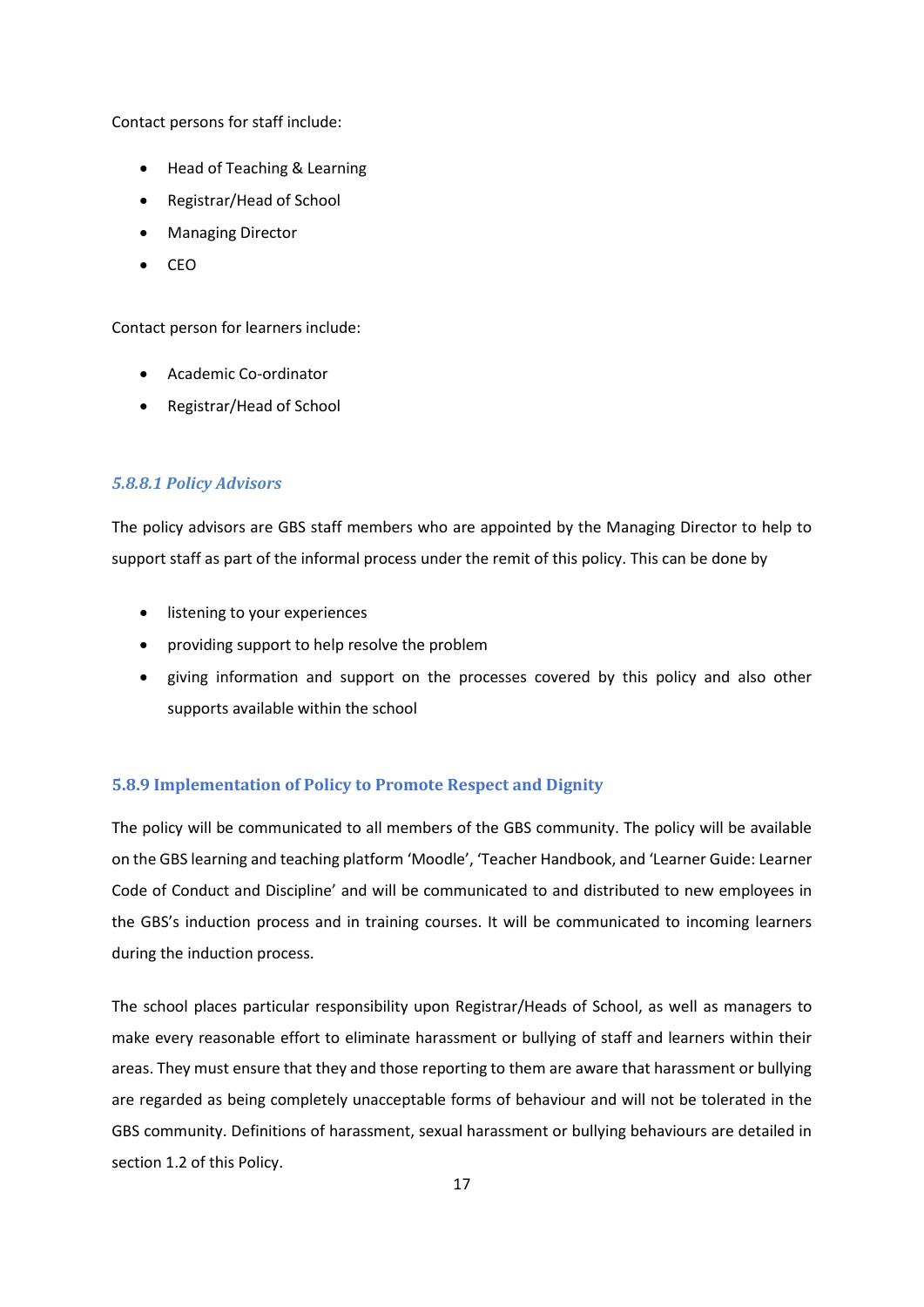Contact persons for staff include:

- Head of Teaching & Learning
- Registrar/Head of School
- Managing Director
- CEO

Contact person for learners include:

- Academic Co-ordinator
- Registrar/Head of School

#### *5.8.8.1 Policy Advisors*

The policy advisors are GBS staff members who are appointed by the Managing Director to help to support staff as part of the informal process under the remit of this policy. This can be done by

- listening to your experiences
- providing support to help resolve the problem
- giving information and support on the processes covered by this policy and also other supports available within the school

### 5.8.9 Implementation of Policy to Promote Respect and Dignity

The policy will be communicated to all members of the GBS community. The policy will be available on the GBS learning and teaching platform 'Moodle', 'Teacher Handbook, and 'Learner Guide: Learner Code of Conduct and Discipline' and will be communicated to and distributed to new employees in the GBS's induction process and in training courses. It will be communicated to incoming learners during the induction process.

The school places particular responsibility upon Registrar/Heads of School, as well as managers to make every reasonable effort to eliminate harassment or bullying of staff and learners within their areas. They must ensure that they and those reporting to them are aware that harassment or bullying are regarded as being completely unacceptable forms of behaviour and will not be tolerated in the GBS community. Definitions of harassment, sexual harassment or bullying behaviours are detailed in section 1.2 of this Policy.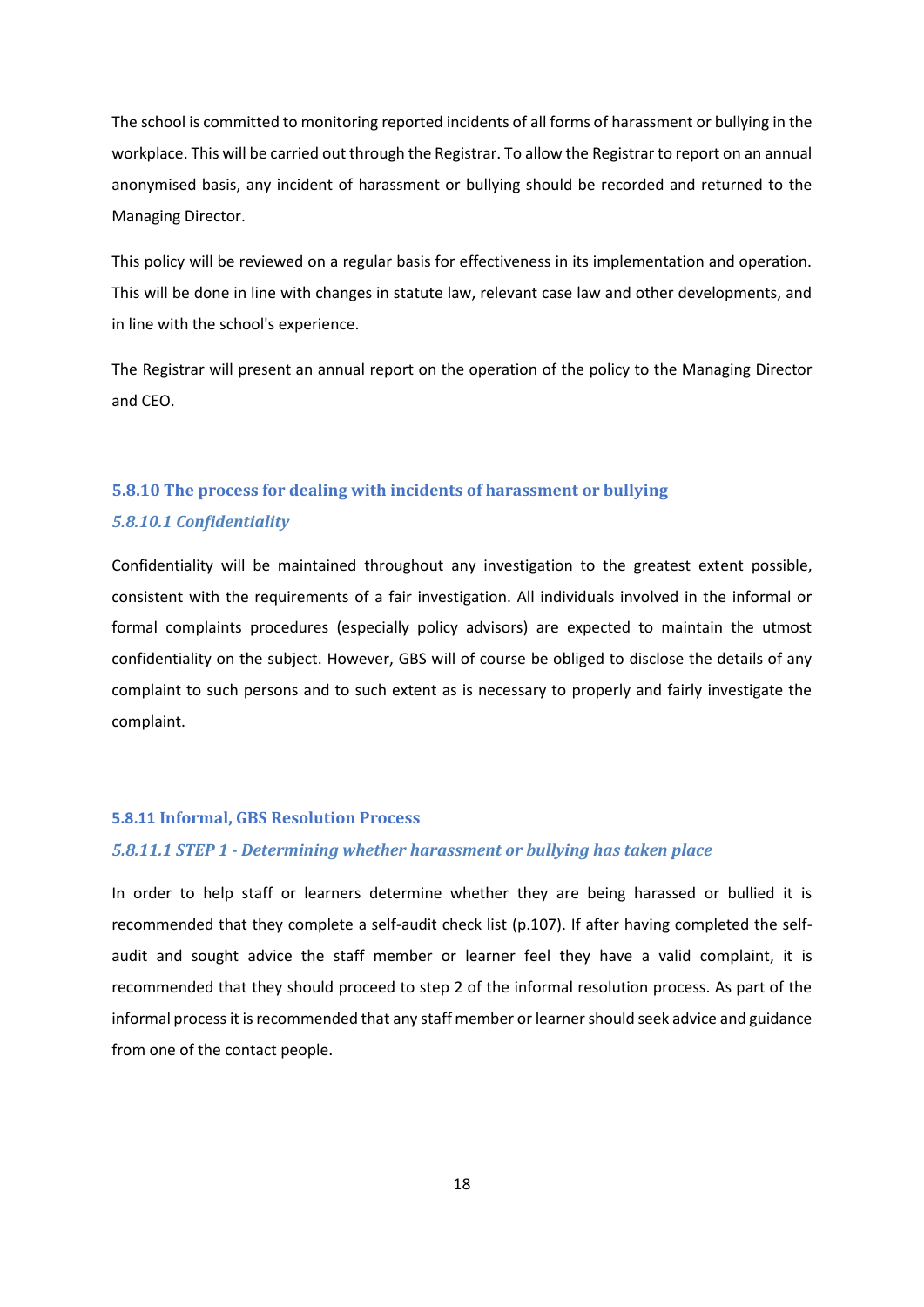The school is committed to monitoring reported incidents of all forms of harassment or bullying in the workplace. This will be carried out through the Registrar. To allow the Registrar to report on an annual anonymised basis, any incident of harassment or bullying should be recorded and returned to the Managing Director.

This policy will be reviewed on a regular basis for effectiveness in its implementation and operation. This will be done in line with changes in statute law, relevant case law and other developments, and in line with the school's experience.

The Registrar will present an annual report on the operation of the policy to the Managing Director and CEO.

### 5.8.10 The process for dealing with incidents of harassment or bullying

#### *5.8.10.1 Confidentiality*

Confidentiality will be maintained throughout any investigation to the greatest extent possible, consistent with the requirements of a fair investigation. All individuals involved in the informal or formal complaints procedures (especially policy advisors) are expected to maintain the utmost confidentiality on the subject. However, GBS will of course be obliged to disclose the details of any complaint to such persons and to such extent as is necessary to properly and fairly investigate the complaint.

### 5.8.11 Informal, GBS Resolution Process

#### *5.8.11.1 STEP 1 - Determining whether harassment or bullying has taken place*

In order to help staff or learners determine whether they are being harassed or bullied it is recommended that they complete a self-audit check list (p.107). If after having completed the self-audit and sought advice the staff member or learner feel they have a valid complaint, it is recommended that they should proceed to step 2 of the informal resolution process. As part of the informal process it is recommended that any staff member or learner should seek advice and guidance from one of the contact people.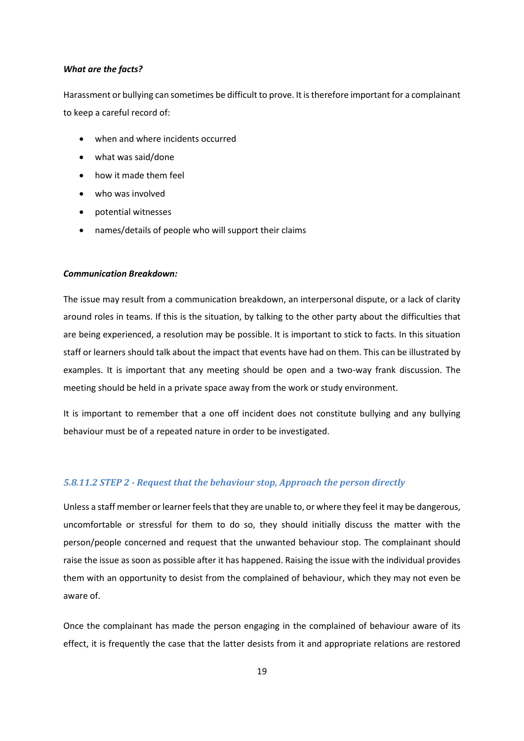***What are the facts?***

Harassment or bullying can sometimes be difficult to prove. It is therefore important for a complainant to keep a careful record of:

- when and where incidents occurred
- what was said/done
- how it made them feel
- who was involved
- potential witnesses
- names/details of people who will support their claims

***Communication Breakdown:***

The issue may result from a communication breakdown, an interpersonal dispute, or a lack of clarity around roles in teams. If this is the situation, by talking to the other party about the difficulties that are being experienced, a resolution may be possible. It is important to stick to facts. In this situation staff or learners should talk about the impact that events have had on them. This can be illustrated by examples. It is important that any meeting should be open and a two-way frank discussion. The meeting should be held in a private space away from the work or study environment.

It is important to remember that a one off incident does not constitute bullying and any bullying behaviour must be of a repeated nature in order to be investigated.

#### *5.8.11.2 STEP 2 - Request that the behaviour stop, Approach the person directly*

Unless a staff member or learner feels that they are unable to, or where they feel it may be dangerous, uncomfortable or stressful for them to do so, they should initially discuss the matter with the person/people concerned and request that the unwanted behaviour stop. The complainant should raise the issue as soon as possible after it has happened. Raising the issue with the individual provides them with an opportunity to desist from the complained of behaviour, which they may not even be aware of.

Once the complainant has made the person engaging in the complained of behaviour aware of its effect, it is frequently the case that the latter desists from it and appropriate relations are restored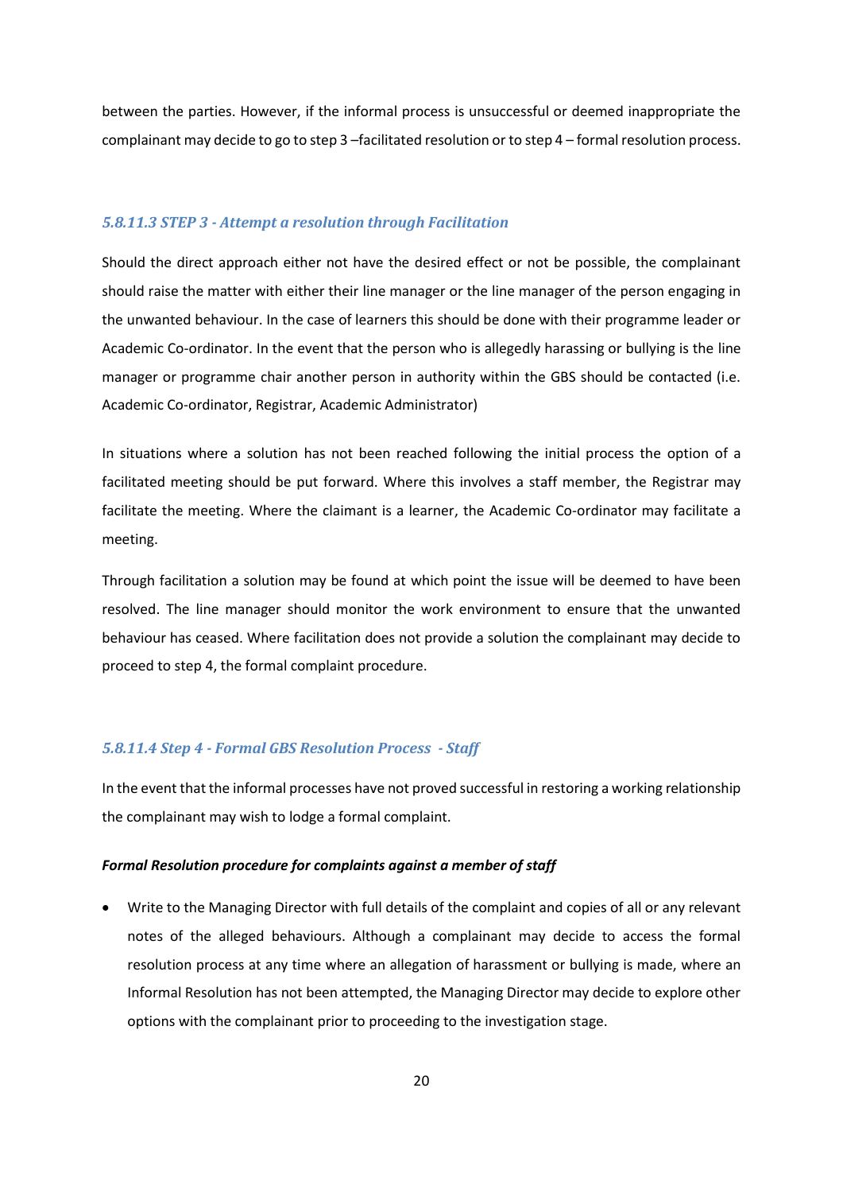between the parties. However, if the informal process is unsuccessful or deemed inappropriate the complainant may decide to go to step 3 –facilitated resolution or to step 4 – formal resolution process.

### *5.8.11.3 STEP 3 - Attempt a resolution through Facilitation*

Should the direct approach either not have the desired effect or not be possible, the complainant should raise the matter with either their line manager or the line manager of the person engaging in the unwanted behaviour. In the case of learners this should be done with their programme leader or Academic Co-ordinator. In the event that the person who is allegedly harassing or bullying is the line manager or programme chair another person in authority within the GBS should be contacted (i.e. Academic Co-ordinator, Registrar, Academic Administrator)

In situations where a solution has not been reached following the initial process the option of a facilitated meeting should be put forward. Where this involves a staff member, the Registrar may facilitate the meeting. Where the claimant is a learner, the Academic Co-ordinator may facilitate a meeting.

Through facilitation a solution may be found at which point the issue will be deemed to have been resolved. The line manager should monitor the work environment to ensure that the unwanted behaviour has ceased. Where facilitation does not provide a solution the complainant may decide to proceed to step 4, the formal complaint procedure.

### *5.8.11.4 Step 4 - Formal GBS Resolution Process - Staff*

In the event that the informal processes have not proved successful in restoring a working relationship the complainant may wish to lodge a formal complaint.

***Formal Resolution procedure for complaints against a member of staff***

- Write to the Managing Director with full details of the complaint and copies of all or any relevant notes of the alleged behaviours. Although a complainant may decide to access the formal resolution process at any time where an allegation of harassment or bullying is made, where an Informal Resolution has not been attempted, the Managing Director may decide to explore other options with the complainant prior to proceeding to the investigation stage.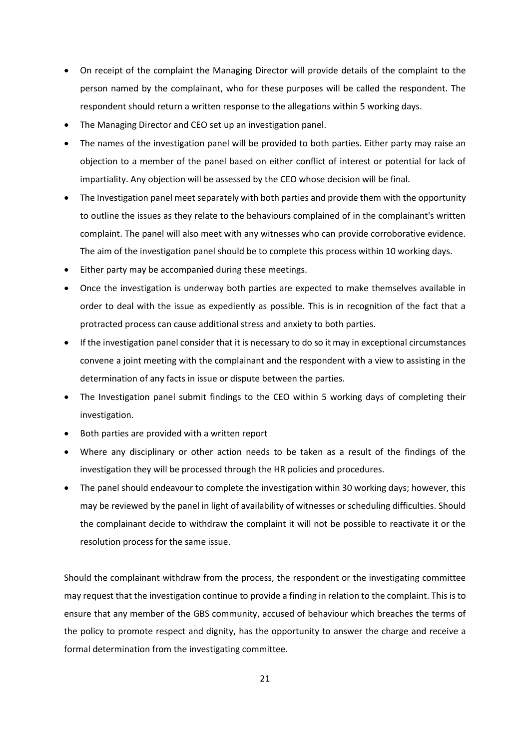- On receipt of the complaint the Managing Director will provide details of the complaint to the person named by the complainant, who for these purposes will be called the respondent. The respondent should return a written response to the allegations within 5 working days.
- The Managing Director and CEO set up an investigation panel.
- The names of the investigation panel will be provided to both parties. Either party may raise an objection to a member of the panel based on either conflict of interest or potential for lack of impartiality. Any objection will be assessed by the CEO whose decision will be final.
- The Investigation panel meet separately with both parties and provide them with the opportunity to outline the issues as they relate to the behaviours complained of in the complainant's written complaint. The panel will also meet with any witnesses who can provide corroborative evidence. The aim of the investigation panel should be to complete this process within 10 working days.
- Either party may be accompanied during these meetings.
- Once the investigation is underway both parties are expected to make themselves available in order to deal with the issue as expediently as possible. This is in recognition of the fact that a protracted process can cause additional stress and anxiety to both parties.
- If the investigation panel consider that it is necessary to do so it may in exceptional circumstances convene a joint meeting with the complainant and the respondent with a view to assisting in the determination of any facts in issue or dispute between the parties.
- The Investigation panel submit findings to the CEO within 5 working days of completing their investigation.
- Both parties are provided with a written report
- Where any disciplinary or other action needs to be taken as a result of the findings of the investigation they will be processed through the HR policies and procedures.
- The panel should endeavour to complete the investigation within 30 working days; however, this may be reviewed by the panel in light of availability of witnesses or scheduling difficulties. Should the complainant decide to withdraw the complaint it will not be possible to reactivate it or the resolution process for the same issue.

Should the complainant withdraw from the process, the respondent or the investigating committee may request that the investigation continue to provide a finding in relation to the complaint. This is to ensure that any member of the GBS community, accused of behaviour which breaches the terms of the policy to promote respect and dignity, has the opportunity to answer the charge and receive a formal determination from the investigating committee.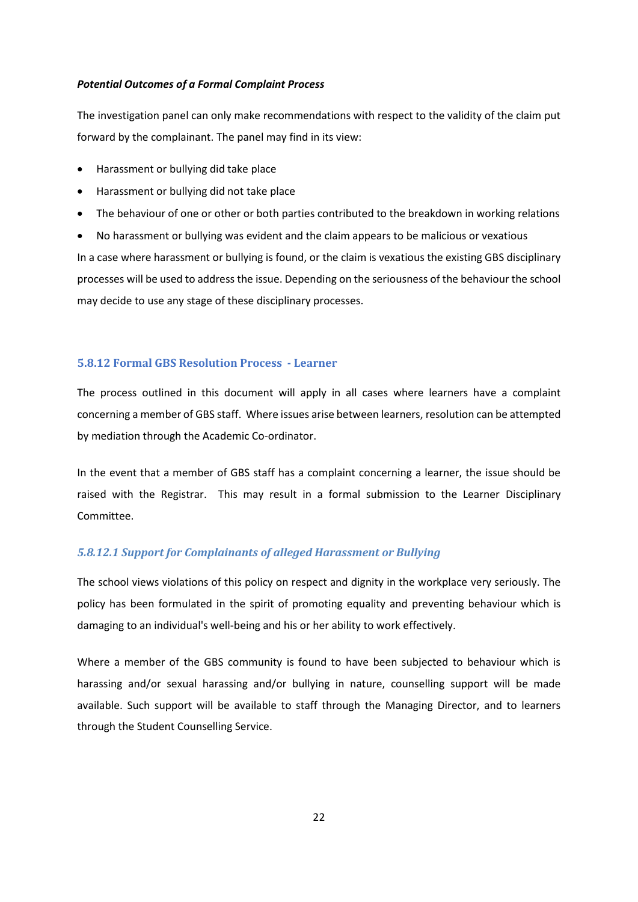***Potential Outcomes of a Formal Complaint Process***

The investigation panel can only make recommendations with respect to the validity of the claim put forward by the complainant. The panel may find in its view:

- Harassment or bullying did take place
- Harassment or bullying did not take place
- The behaviour of one or other or both parties contributed to the breakdown in working relations
- No harassment or bullying was evident and the claim appears to be malicious or vexatious

In a case where harassment or bullying is found, or the claim is vexatious the existing GBS disciplinary processes will be used to address the issue. Depending on the seriousness of the behaviour the school may decide to use any stage of these disciplinary processes.

### 5.8.12 Formal GBS Resolution Process - Learner

The process outlined in this document will apply in all cases where learners have a complaint concerning a member of GBS staff. Where issues arise between learners, resolution can be attempted by mediation through the Academic Co-ordinator.

In the event that a member of GBS staff has a complaint concerning a learner, the issue should be raised with the Registrar. This may result in a formal submission to the Learner Disciplinary Committee.

#### *5.8.12.1 Support for Complainants of alleged Harassment or Bullying*

The school views violations of this policy on respect and dignity in the workplace very seriously. The policy has been formulated in the spirit of promoting equality and preventing behaviour which is damaging to an individual's well-being and his or her ability to work effectively.

Where a member of the GBS community is found to have been subjected to behaviour which is harassing and/or sexual harassing and/or bullying in nature, counselling support will be made available. Such support will be available to staff through the Managing Director, and to learners through the Student Counselling Service.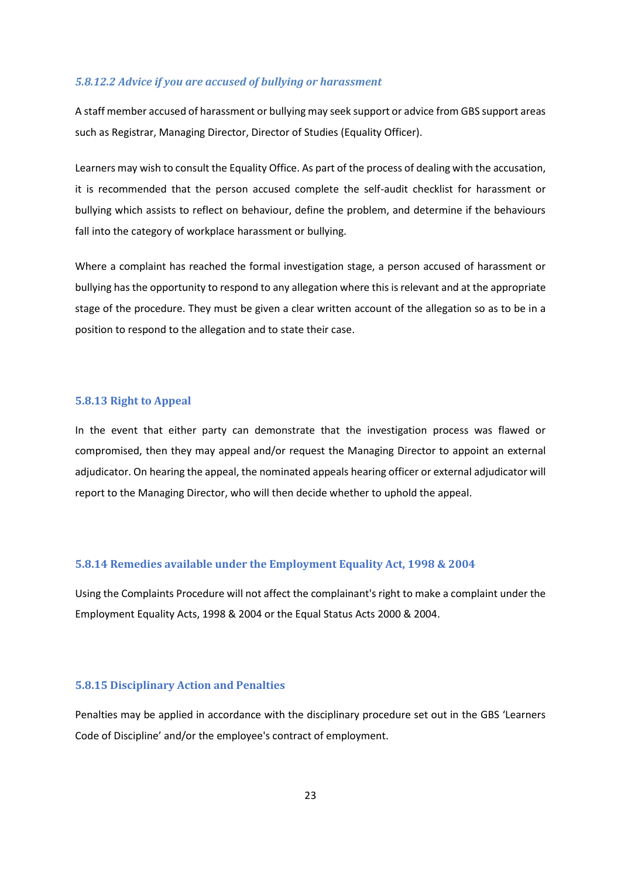#### *5.8.12.2 Advice if you are accused of bullying or harassment*

A staff member accused of harassment or bullying may seek support or advice from GBS support areas such as Registrar, Managing Director, Director of Studies (Equality Officer).

Learners may wish to consult the Equality Office. As part of the process of dealing with the accusation, it is recommended that the person accused complete the self-audit checklist for harassment or bullying which assists to reflect on behaviour, define the problem, and determine if the behaviours fall into the category of workplace harassment or bullying.

Where a complaint has reached the formal investigation stage, a person accused of harassment or bullying has the opportunity to respond to any allegation where this is relevant and at the appropriate stage of the procedure. They must be given a clear written account of the allegation so as to be in a position to respond to the allegation and to state their case.

### 5.8.13 Right to Appeal

In the event that either party can demonstrate that the investigation process was flawed or compromised, then they may appeal and/or request the Managing Director to appoint an external adjudicator. On hearing the appeal, the nominated appeals hearing officer or external adjudicator will report to the Managing Director, who will then decide whether to uphold the appeal.

### 5.8.14 Remedies available under the Employment Equality Act, 1998 & 2004

Using the Complaints Procedure will not affect the complainant's right to make a complaint under the Employment Equality Acts, 1998 & 2004 or the Equal Status Acts 2000 & 2004.

### 5.8.15 Disciplinary Action and Penalties

Penalties may be applied in accordance with the disciplinary procedure set out in the GBS 'Learners Code of Discipline' and/or the employee's contract of employment.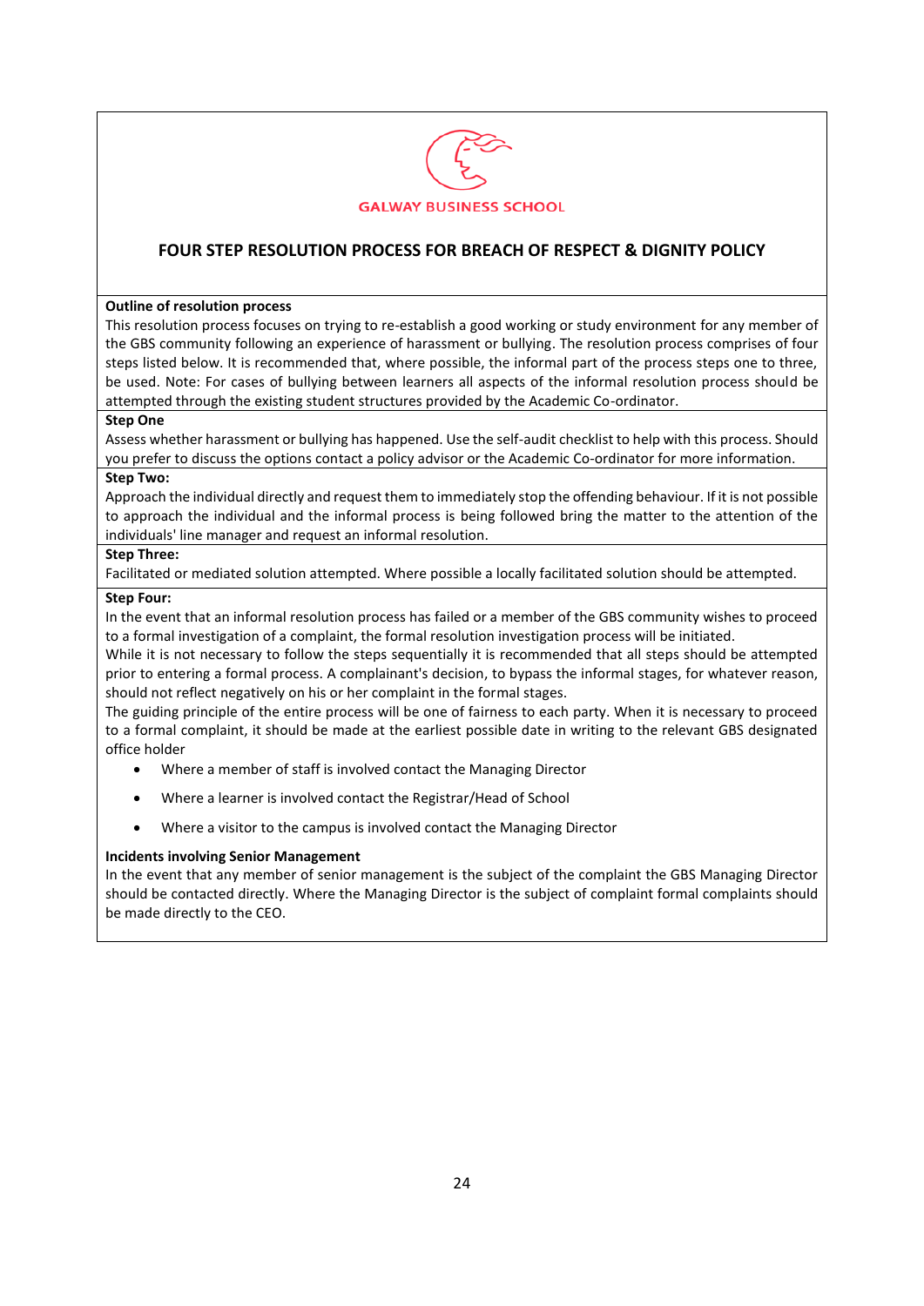GALWAY BUSINESS SCHOOL

## FOUR STEP RESOLUTION PROCESS FOR BREACH OF RESPECT & DIGNITY POLICY

**Outline of resolution process**

This resolution process focuses on trying to re-establish a good working or study environment for any member of the GBS community following an experience of harassment or bullying. The resolution process comprises of four steps listed below. It is recommended that, where possible, the informal part of the process steps one to three, be used. Note: For cases of bullying between learners all aspects of the informal resolution process should be attempted through the existing student structures provided by the Academic Co-ordinator.

**Step One**

Assess whether harassment or bullying has happened. Use the self-audit checklist to help with this process. Should you prefer to discuss the options contact a policy advisor or the Academic Co-ordinator for more information.

**Step Two:**

Approach the individual directly and request them to immediately stop the offending behaviour. If it is not possible to approach the individual and the informal process is being followed bring the matter to the attention of the individuals' line manager and request an informal resolution.

**Step Three:**

Facilitated or mediated solution attempted. Where possible a locally facilitated solution should be attempted.

**Step Four:**

In the event that an informal resolution process has failed or a member of the GBS community wishes to proceed to a formal investigation of a complaint, the formal resolution investigation process will be initiated.

While it is not necessary to follow the steps sequentially it is recommended that all steps should be attempted prior to entering a formal process. A complainant's decision, to bypass the informal stages, for whatever reason, should not reflect negatively on his or her complaint in the formal stages.

The guiding principle of the entire process will be one of fairness to each party. When it is necessary to proceed to a formal complaint, it should be made at the earliest possible date in writing to the relevant GBS designated office holder

- Where a member of staff is involved contact the Managing Director
- Where a learner is involved contact the Registrar/Head of School
- Where a visitor to the campus is involved contact the Managing Director

**Incidents involving Senior Management**

In the event that any member of senior management is the subject of the complaint the GBS Managing Director should be contacted directly. Where the Managing Director is the subject of complaint formal complaints should be made directly to the CEO.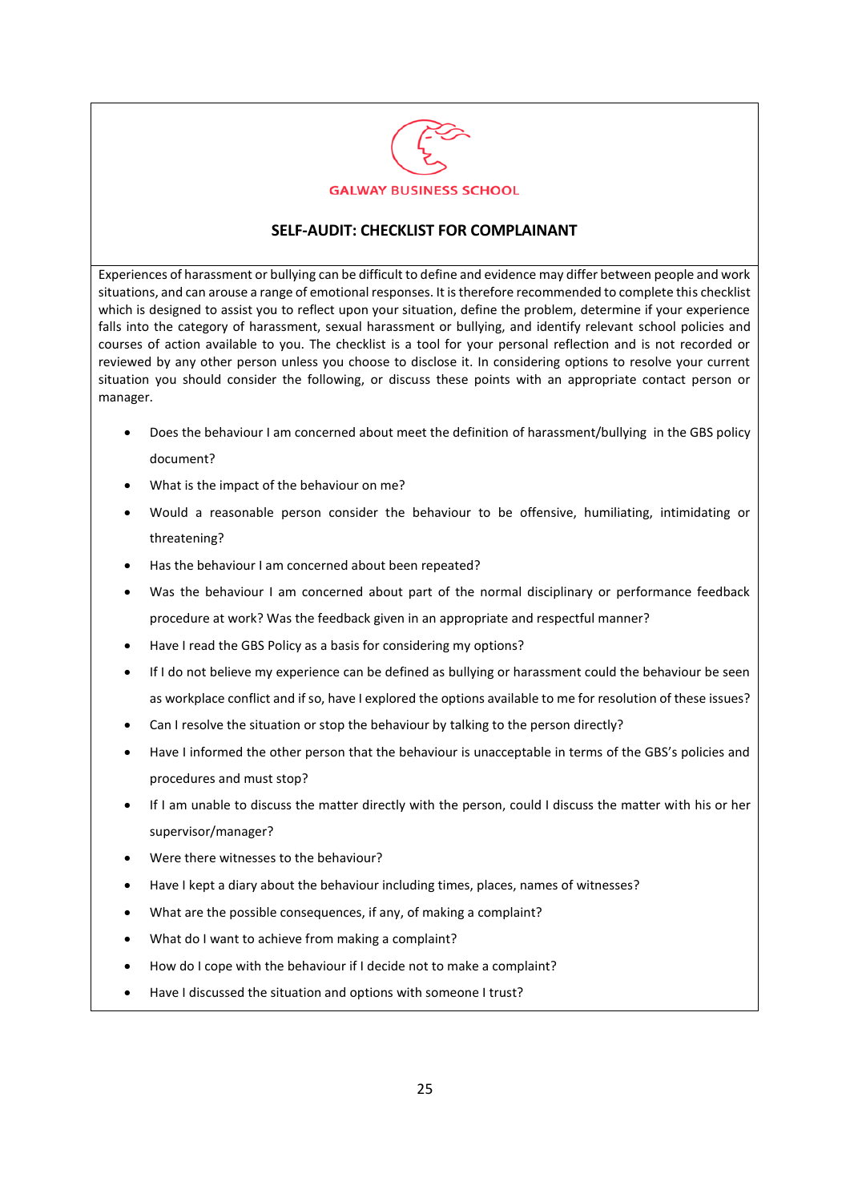GALWAY BUSINESS SCHOOL

## SELF-AUDIT: CHECKLIST FOR COMPLAINANT

Experiences of harassment or bullying can be difficult to define and evidence may differ between people and work situations, and can arouse a range of emotional responses. It is therefore recommended to complete this checklist which is designed to assist you to reflect upon your situation, define the problem, determine if your experience falls into the category of harassment, sexual harassment or bullying, and identify relevant school policies and courses of action available to you. The checklist is a tool for your personal reflection and is not recorded or reviewed by any other person unless you choose to disclose it. In considering options to resolve your current situation you should consider the following, or discuss these points with an appropriate contact person or manager.

- Does the behaviour I am concerned about meet the definition of harassment/bullying in the GBS policy document?
- What is the impact of the behaviour on me?
- Would a reasonable person consider the behaviour to be offensive, humiliating, intimidating or threatening?
- Has the behaviour I am concerned about been repeated?
- Was the behaviour I am concerned about part of the normal disciplinary or performance feedback procedure at work? Was the feedback given in an appropriate and respectful manner?
- Have I read the GBS Policy as a basis for considering my options?
- If I do not believe my experience can be defined as bullying or harassment could the behaviour be seen as workplace conflict and if so, have I explored the options available to me for resolution of these issues?
- Can I resolve the situation or stop the behaviour by talking to the person directly?
- Have I informed the other person that the behaviour is unacceptable in terms of the GBS's policies and procedures and must stop?
- If I am unable to discuss the matter directly with the person, could I discuss the matter with his or her supervisor/manager?
- Were there witnesses to the behaviour?
- Have I kept a diary about the behaviour including times, places, names of witnesses?
- What are the possible consequences, if any, of making a complaint?
- What do I want to achieve from making a complaint?
- How do I cope with the behaviour if I decide not to make a complaint?
- Have I discussed the situation and options with someone I trust?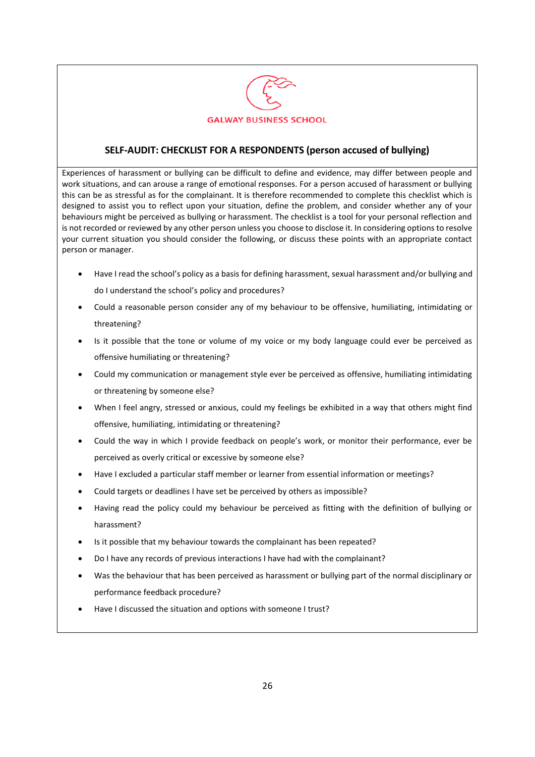GALWAY BUSINESS SCHOOL

## SELF-AUDIT: CHECKLIST FOR A RESPONDENTS (person accused of bullying)

Experiences of harassment or bullying can be difficult to define and evidence, may differ between people and work situations, and can arouse a range of emotional responses. For a person accused of harassment or bullying this can be as stressful as for the complainant. It is therefore recommended to complete this checklist which is designed to assist you to reflect upon your situation, define the problem, and consider whether any of your behaviours might be perceived as bullying or harassment. The checklist is a tool for your personal reflection and is not recorded or reviewed by any other person unless you choose to disclose it. In considering options to resolve your current situation you should consider the following, or discuss these points with an appropriate contact person or manager.

- Have I read the school's policy as a basis for defining harassment, sexual harassment and/or bullying and do I understand the school's policy and procedures?
- Could a reasonable person consider any of my behaviour to be offensive, humiliating, intimidating or threatening?
- Is it possible that the tone or volume of my voice or my body language could ever be perceived as offensive humiliating or threatening?
- Could my communication or management style ever be perceived as offensive, humiliating intimidating or threatening by someone else?
- When I feel angry, stressed or anxious, could my feelings be exhibited in a way that others might find offensive, humiliating, intimidating or threatening?
- Could the way in which I provide feedback on people's work, or monitor their performance, ever be perceived as overly critical or excessive by someone else?
- Have I excluded a particular staff member or learner from essential information or meetings?
- Could targets or deadlines I have set be perceived by others as impossible?
- Having read the policy could my behaviour be perceived as fitting with the definition of bullying or harassment?
- Is it possible that my behaviour towards the complainant has been repeated?
- Do I have any records of previous interactions I have had with the complainant?
- Was the behaviour that has been perceived as harassment or bullying part of the normal disciplinary or performance feedback procedure?
- Have I discussed the situation and options with someone I trust?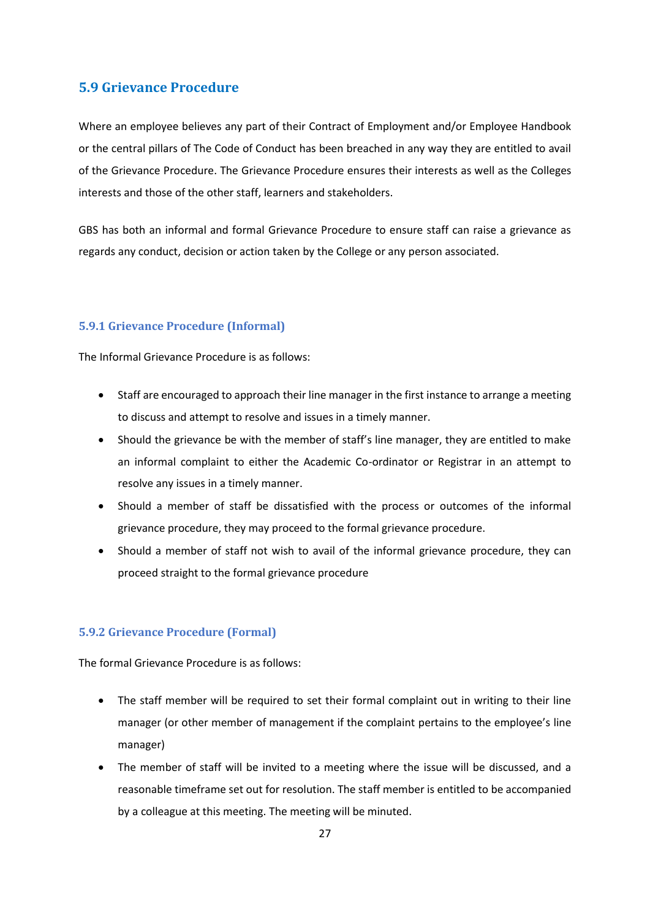## 5.9 Grievance Procedure

Where an employee believes any part of their Contract of Employment and/or Employee Handbook or the central pillars of The Code of Conduct has been breached in any way they are entitled to avail of the Grievance Procedure. The Grievance Procedure ensures their interests as well as the Colleges interests and those of the other staff, learners and stakeholders.

GBS has both an informal and formal Grievance Procedure to ensure staff can raise a grievance as regards any conduct, decision or action taken by the College or any person associated.

### 5.9.1 Grievance Procedure (Informal)

The Informal Grievance Procedure is as follows:

- Staff are encouraged to approach their line manager in the first instance to arrange a meeting to discuss and attempt to resolve and issues in a timely manner.
- Should the grievance be with the member of staff's line manager, they are entitled to make an informal complaint to either the Academic Co-ordinator or Registrar in an attempt to resolve any issues in a timely manner.
- Should a member of staff be dissatisfied with the process or outcomes of the informal grievance procedure, they may proceed to the formal grievance procedure.
- Should a member of staff not wish to avail of the informal grievance procedure, they can proceed straight to the formal grievance procedure

### 5.9.2 Grievance Procedure (Formal)

The formal Grievance Procedure is as follows:

- The staff member will be required to set their formal complaint out in writing to their line manager (or other member of management if the complaint pertains to the employee's line manager)
- The member of staff will be invited to a meeting where the issue will be discussed, and a reasonable timeframe set out for resolution. The staff member is entitled to be accompanied by a colleague at this meeting. The meeting will be minuted.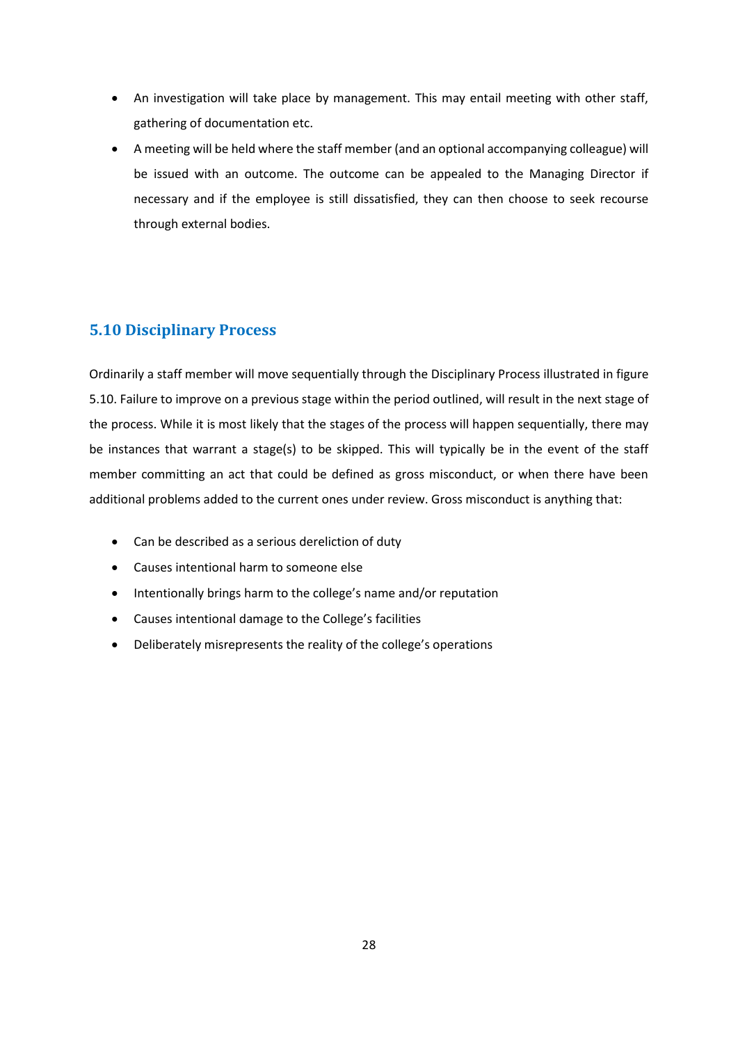- An investigation will take place by management. This may entail meeting with other staff, gathering of documentation etc.
- A meeting will be held where the staff member (and an optional accompanying colleague) will be issued with an outcome. The outcome can be appealed to the Managing Director if necessary and if the employee is still dissatisfied, they can then choose to seek recourse through external bodies.

## 5.10 Disciplinary Process

Ordinarily a staff member will move sequentially through the Disciplinary Process illustrated in figure 5.10. Failure to improve on a previous stage within the period outlined, will result in the next stage of the process. While it is most likely that the stages of the process will happen sequentially, there may be instances that warrant a stage(s) to be skipped. This will typically be in the event of the staff member committing an act that could be defined as gross misconduct, or when there have been additional problems added to the current ones under review. Gross misconduct is anything that:

- Can be described as a serious dereliction of duty
- Causes intentional harm to someone else
- Intentionally brings harm to the college's name and/or reputation
- Causes intentional damage to the College's facilities
- Deliberately misrepresents the reality of the college's operations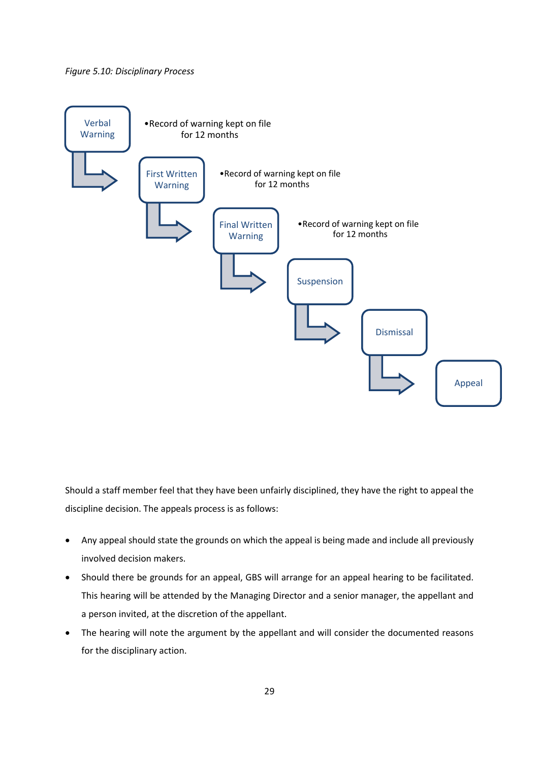*Figure 5.10: Disciplinary Process*

- **Verbal Warning**
  - Record of warning kept on file for 12 months
- **First Written Warning**
  - Record of warning kept on file for 12 months
- **Final Written Warning**
  - Record of warning kept on file for 12 months
- **Suspension**
- **Dismissal**
- **Appeal**

Should a staff member feel that they have been unfairly disciplined, they have the right to appeal the discipline decision. The appeals process is as follows:

- Any appeal should state the grounds on which the appeal is being made and include all previously involved decision makers.
- Should there be grounds for an appeal, GBS will arrange for an appeal hearing to be facilitated. This hearing will be attended by the Managing Director and a senior manager, the appellant and a person invited, at the discretion of the appellant.
- The hearing will note the argument by the appellant and will consider the documented reasons for the disciplinary action.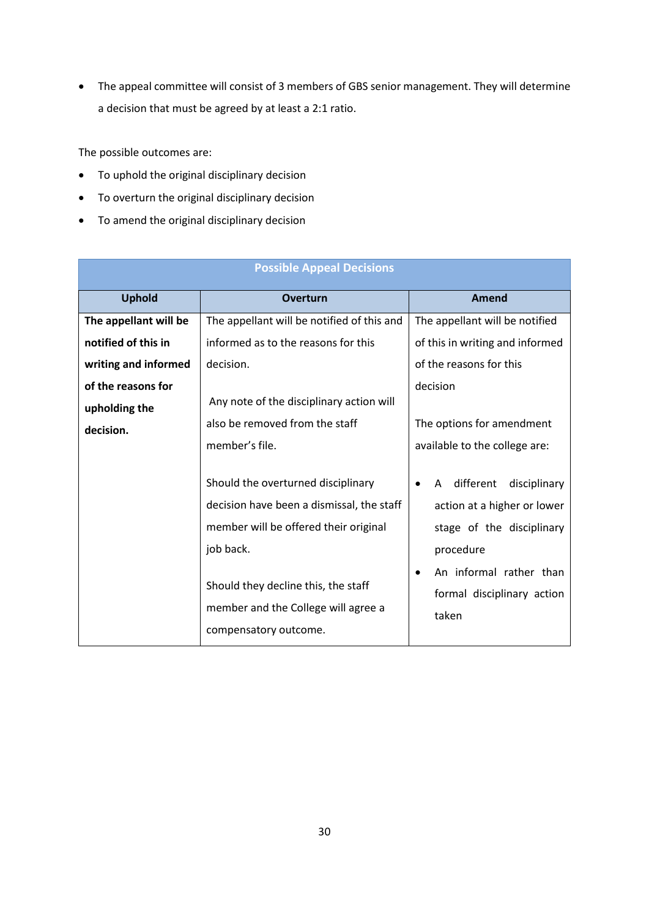- The appeal committee will consist of 3 members of GBS senior management. They will determine a decision that must be agreed by at least a 2:1 ratio.

The possible outcomes are:

- To uphold the original disciplinary decision
- To overturn the original disciplinary decision
- To amend the original disciplinary decision

| Possible Appeal Decisions | | |
|---|---|---|
| **Uphold** | **Overturn** | **Amend** |
| **The appellant will be notified of this in writing and informed of the reasons for upholding the decision.** | The appellant will be notified of this and informed as to the reasons for this decision.<br><br>Any note of the disciplinary action will also be removed from the staff member's file.<br><br>Should the overturned disciplinary decision have been a dismissal, the staff member will be offered their original job back.<br><br>Should they decline this, the staff member and the College will agree a compensatory outcome. | The appellant will be notified of this in writing and informed of the reasons for this decision<br><br>The options for amendment available to the college are:<br><br>• A different disciplinary action at a higher or lower stage of the disciplinary procedure<br>• An informal rather than formal disciplinary action taken |